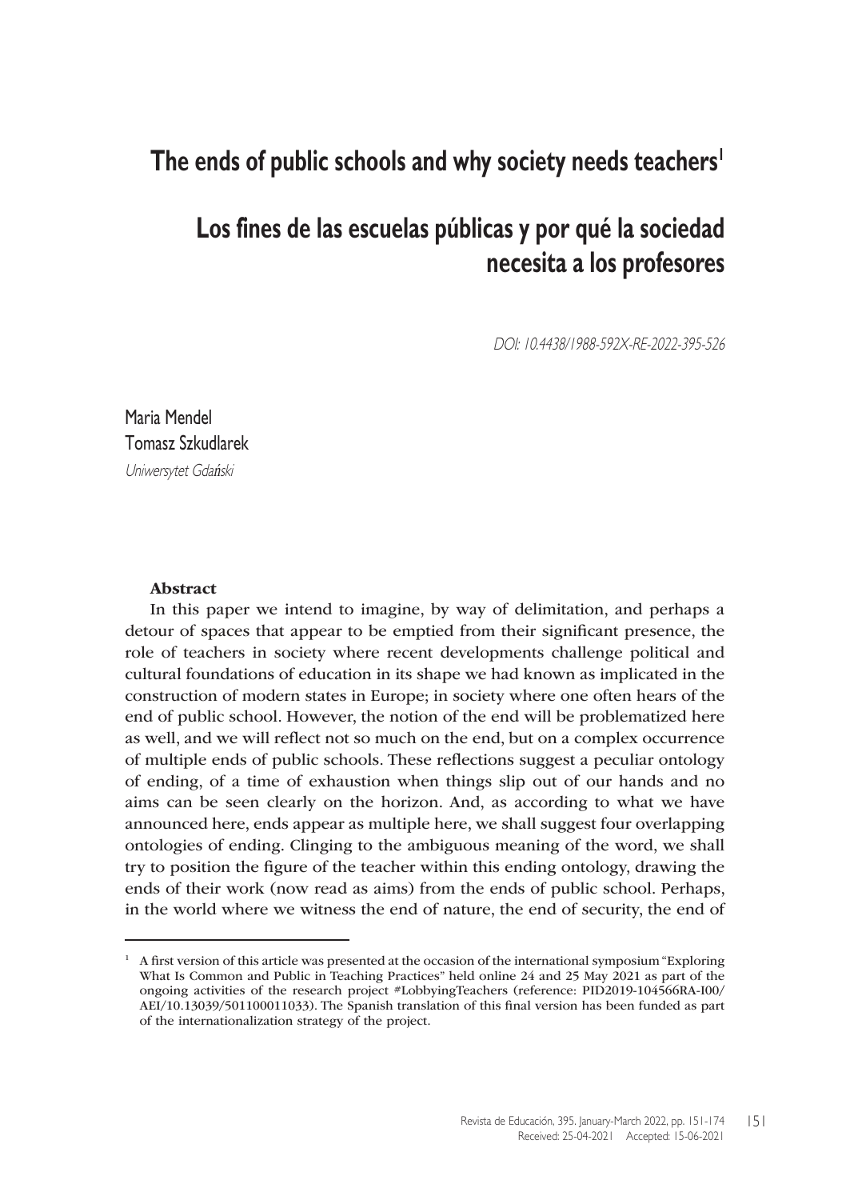# The ends of public schools and why society needs teachers[1]

# Los fines de las escuelas públicas y por qué la sociedad necesita a los profesores

*DOI: 10.4438/1988-592X-RE-2022-395-526*

Maria Mendel
Tomasz Szkudlarek
*Uniwersytet Gdański*

### Abstract

In this paper we intend to imagine, by way of delimitation, and perhaps a detour of spaces that appear to be emptied from their significant presence, the role of teachers in society where recent developments challenge political and cultural foundations of education in its shape we had known as implicated in the construction of modern states in Europe; in society where one often hears of the end of public school. However, the notion of the end will be problematized here as well, and we will reflect not so much on the end, but on a complex occurrence of multiple ends of public schools. These reflections suggest a peculiar ontology of ending, of a time of exhaustion when things slip out of our hands and no aims can be seen clearly on the horizon. And, as according to what we have announced here, ends appear as multiple here, we shall suggest four overlapping ontologies of ending. Clinging to the ambiguous meaning of the word, we shall try to position the figure of the teacher within this ending ontology, drawing the ends of their work (now read as aims) from the ends of public school. Perhaps, in the world where we witness the end of nature, the end of security, the end of

---

[1] A first version of this article was presented at the occasion of the international symposium "Exploring What Is Common and Public in Teaching Practices" held online 24 and 25 May 2021 as part of the ongoing activities of the research project #LobbyingTeachers (reference: PID2019-104566RA-I00/AEI/10.13039/501100011033). The Spanish translation of this final version has been funded as part of the internationalization strategy of the project.

Received: 25-04-2021 Accepted: 15-06-2021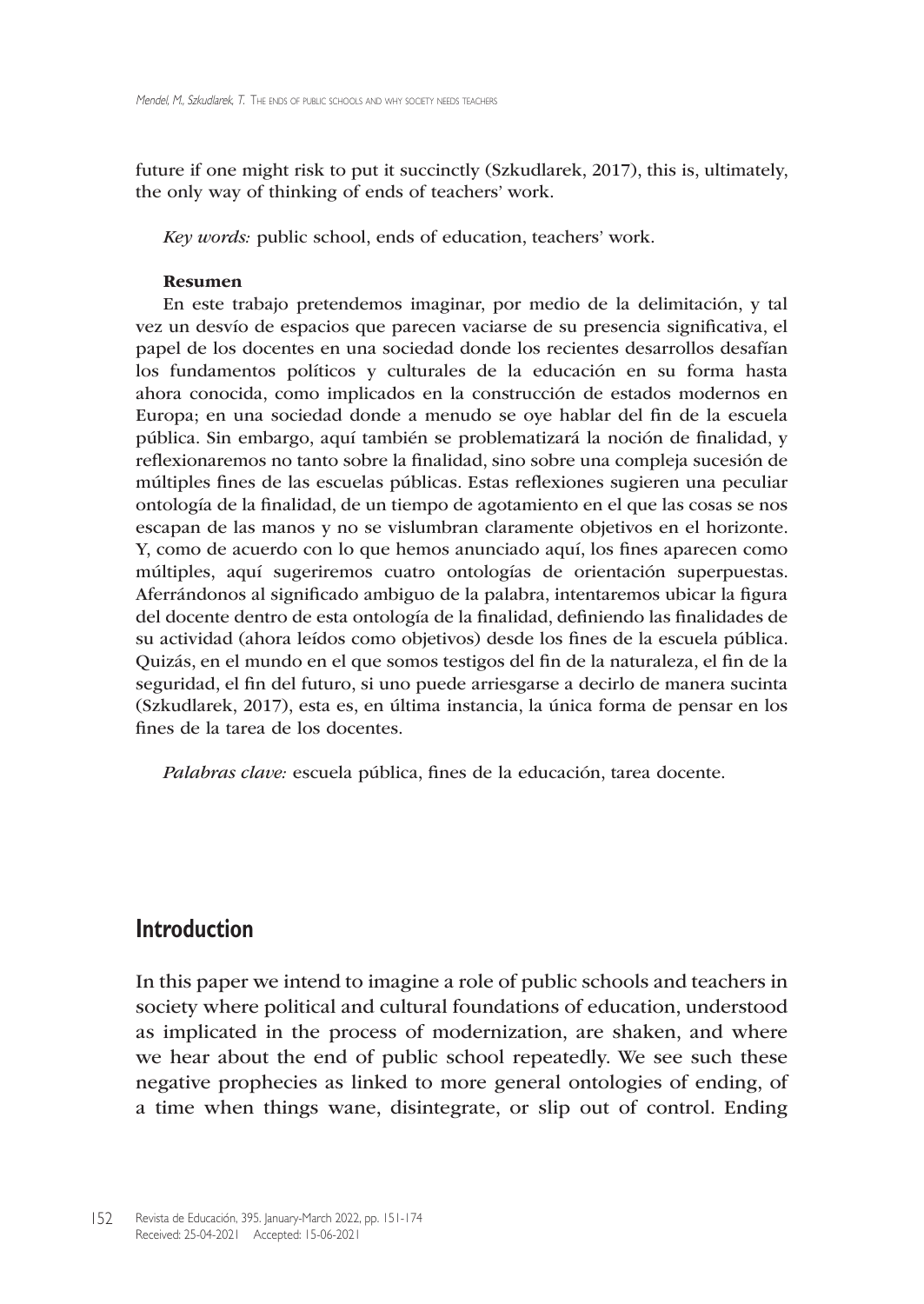future if one might risk to put it succinctly (Szkudlarek, 2017), this is, ultimately, the only way of thinking of ends of teachers' work.

*Key words:* public school, ends of education, teachers' work.

**Resumen**

En este trabajo pretendemos imaginar, por medio de la delimitación, y tal vez un desvío de espacios que parecen vaciarse de su presencia significativa, el papel de los docentes en una sociedad donde los recientes desarrollos desafían los fundamentos políticos y culturales de la educación en su forma hasta ahora conocida, como implicados en la construcción de estados modernos en Europa; en una sociedad donde a menudo se oye hablar del fin de la escuela pública. Sin embargo, aquí también se problematizará la noción de finalidad, y reflexionaremos no tanto sobre la finalidad, sino sobre una compleja sucesión de múltiples fines de las escuelas públicas. Estas reflexiones sugieren una peculiar ontología de la finalidad, de un tiempo de agotamiento en el que las cosas se nos escapan de las manos y no se vislumbran claramente objetivos en el horizonte. Y, como de acuerdo con lo que hemos anunciado aquí, los fines aparecen como múltiples, aquí sugeriremos cuatro ontologías de orientación superpuestas. Aferrándonos al significado ambiguo de la palabra, intentaremos ubicar la figura del docente dentro de esta ontología de la finalidad, definiendo las finalidades de su actividad (ahora leídos como objetivos) desde los fines de la escuela pública. Quizás, en el mundo en el que somos testigos del fin de la naturaleza, el fin de la seguridad, el fin del futuro, si uno puede arriesgarse a decirlo de manera sucinta (Szkudlarek, 2017), esta es, en última instancia, la única forma de pensar en los fines de la tarea de los docentes.

*Palabras clave:* escuela pública, fines de la educación, tarea docente.

## Introduction

In this paper we intend to imagine a role of public schools and teachers in society where political and cultural foundations of education, understood as implicated in the process of modernization, are shaken, and where we hear about the end of public school repeatedly. We see such these negative prophecies as linked to more general ontologies of ending, of a time when things wane, disintegrate, or slip out of control. Ending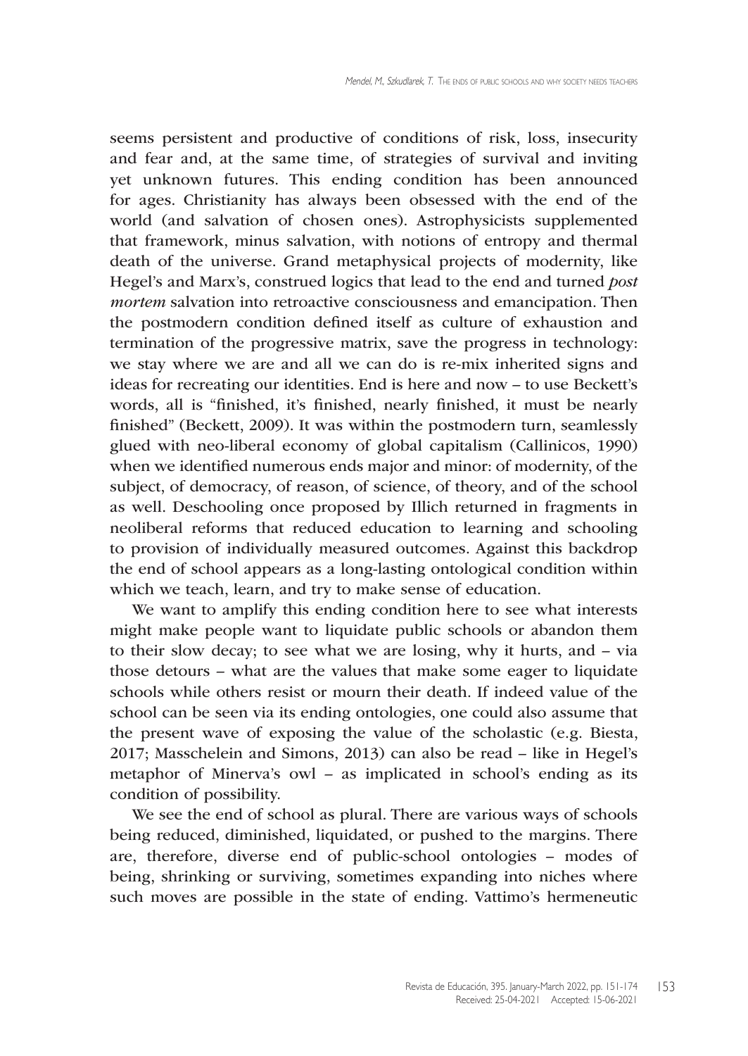seems persistent and productive of conditions of risk, loss, insecurity and fear and, at the same time, of strategies of survival and inviting yet unknown futures. This ending condition has been announced for ages. Christianity has always been obsessed with the end of the world (and salvation of chosen ones). Astrophysicists supplemented that framework, minus salvation, with notions of entropy and thermal death of the universe. Grand metaphysical projects of modernity, like Hegel's and Marx's, construed logics that lead to the end and turned *post mortem* salvation into retroactive consciousness and emancipation. Then the postmodern condition defined itself as culture of exhaustion and termination of the progressive matrix, save the progress in technology: we stay where we are and all we can do is re-mix inherited signs and ideas for recreating our identities. End is here and now – to use Beckett's words, all is "finished, it's finished, nearly finished, it must be nearly finished" (Beckett, 2009). It was within the postmodern turn, seamlessly glued with neo-liberal economy of global capitalism (Callinicos, 1990) when we identified numerous ends major and minor: of modernity, of the subject, of democracy, of reason, of science, of theory, and of the school as well. Deschooling once proposed by Illich returned in fragments in neoliberal reforms that reduced education to learning and schooling to provision of individually measured outcomes. Against this backdrop the end of school appears as a long-lasting ontological condition within which we teach, learn, and try to make sense of education.

We want to amplify this ending condition here to see what interests might make people want to liquidate public schools or abandon them to their slow decay; to see what we are losing, why it hurts, and – via those detours – what are the values that make some eager to liquidate schools while others resist or mourn their death. If indeed value of the school can be seen via its ending ontologies, one could also assume that the present wave of exposing the value of the scholastic (e.g. Biesta, 2017; Masschelein and Simons, 2013) can also be read – like in Hegel's metaphor of Minerva's owl – as implicated in school's ending as its condition of possibility.

We see the end of school as plural. There are various ways of schools being reduced, diminished, liquidated, or pushed to the margins. There are, therefore, diverse end of public-school ontologies – modes of being, shrinking or surviving, sometimes expanding into niches where such moves are possible in the state of ending. Vattimo's hermeneutic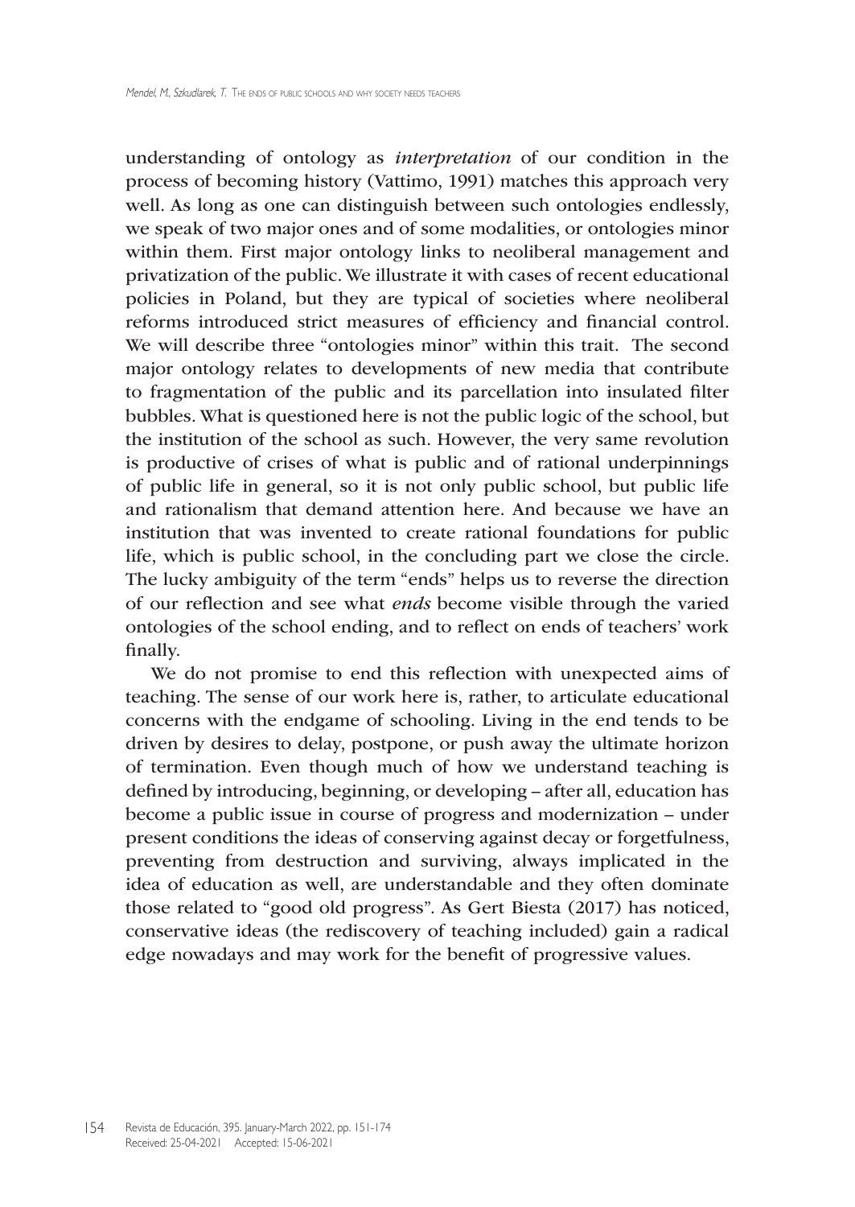understanding of ontology as *interpretation* of our condition in the process of becoming history (Vattimo, 1991) matches this approach very well. As long as one can distinguish between such ontologies endlessly, we speak of two major ones and of some modalities, or ontologies minor within them. First major ontology links to neoliberal management and privatization of the public. We illustrate it with cases of recent educational policies in Poland, but they are typical of societies where neoliberal reforms introduced strict measures of efficiency and financial control. We will describe three "ontologies minor" within this trait. The second major ontology relates to developments of new media that contribute to fragmentation of the public and its parcellation into insulated filter bubbles. What is questioned here is not the public logic of the school, but the institution of the school as such. However, the very same revolution is productive of crises of what is public and of rational underpinnings of public life in general, so it is not only public school, but public life and rationalism that demand attention here. And because we have an institution that was invented to create rational foundations for public life, which is public school, in the concluding part we close the circle. The lucky ambiguity of the term "ends" helps us to reverse the direction of our reflection and see what *ends* become visible through the varied ontologies of the school ending, and to reflect on ends of teachers' work finally.

We do not promise to end this reflection with unexpected aims of teaching. The sense of our work here is, rather, to articulate educational concerns with the endgame of schooling. Living in the end tends to be driven by desires to delay, postpone, or push away the ultimate horizon of termination. Even though much of how we understand teaching is defined by introducing, beginning, or developing – after all, education has become a public issue in course of progress and modernization – under present conditions the ideas of conserving against decay or forgetfulness, preventing from destruction and surviving, always implicated in the idea of education as well, are understandable and they often dominate those related to "good old progress". As Gert Biesta (2017) has noticed, conservative ideas (the rediscovery of teaching included) gain a radical edge nowadays and may work for the benefit of progressive values.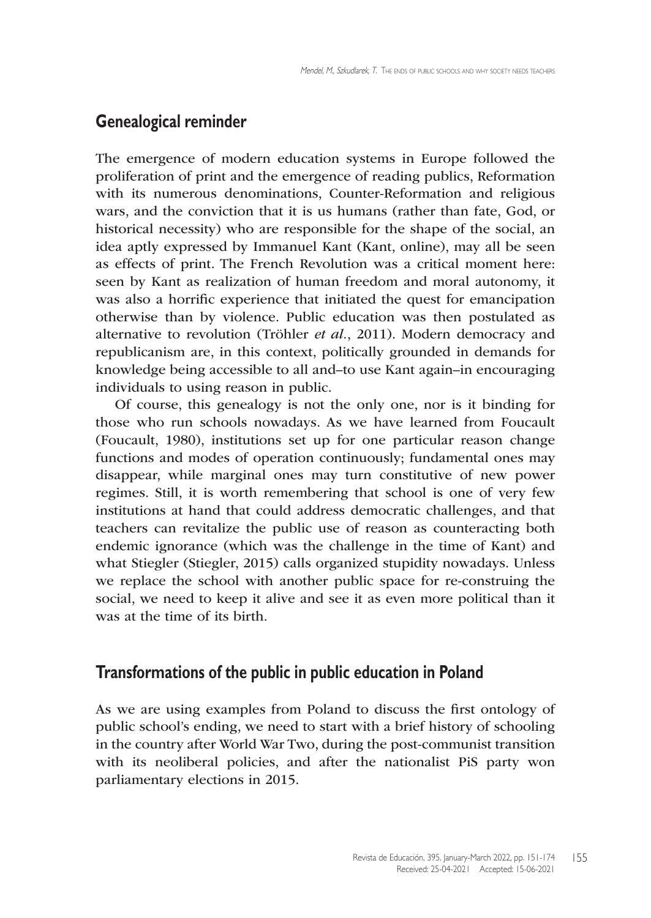## Genealogical reminder

The emergence of modern education systems in Europe followed the proliferation of print and the emergence of reading publics, Reformation with its numerous denominations, Counter-Reformation and religious wars, and the conviction that it is us humans (rather than fate, God, or historical necessity) who are responsible for the shape of the social, an idea aptly expressed by Immanuel Kant (Kant, online), may all be seen as effects of print. The French Revolution was a critical moment here: seen by Kant as realization of human freedom and moral autonomy, it was also a horrific experience that initiated the quest for emancipation otherwise than by violence. Public education was then postulated as alternative to revolution (Tröhler *et al*., 2011). Modern democracy and republicanism are, in this context, politically grounded in demands for knowledge being accessible to all and–to use Kant again–in encouraging individuals to using reason in public.

Of course, this genealogy is not the only one, nor is it binding for those who run schools nowadays. As we have learned from Foucault (Foucault, 1980), institutions set up for one particular reason change functions and modes of operation continuously; fundamental ones may disappear, while marginal ones may turn constitutive of new power regimes. Still, it is worth remembering that school is one of very few institutions at hand that could address democratic challenges, and that teachers can revitalize the public use of reason as counteracting both endemic ignorance (which was the challenge in the time of Kant) and what Stiegler (Stiegler, 2015) calls organized stupidity nowadays. Unless we replace the school with another public space for re-construing the social, we need to keep it alive and see it as even more political than it was at the time of its birth.

## Transformations of the public in public education in Poland

As we are using examples from Poland to discuss the first ontology of public school's ending, we need to start with a brief history of schooling in the country after World War Two, during the post-communist transition with its neoliberal policies, and after the nationalist PiS party won parliamentary elections in 2015.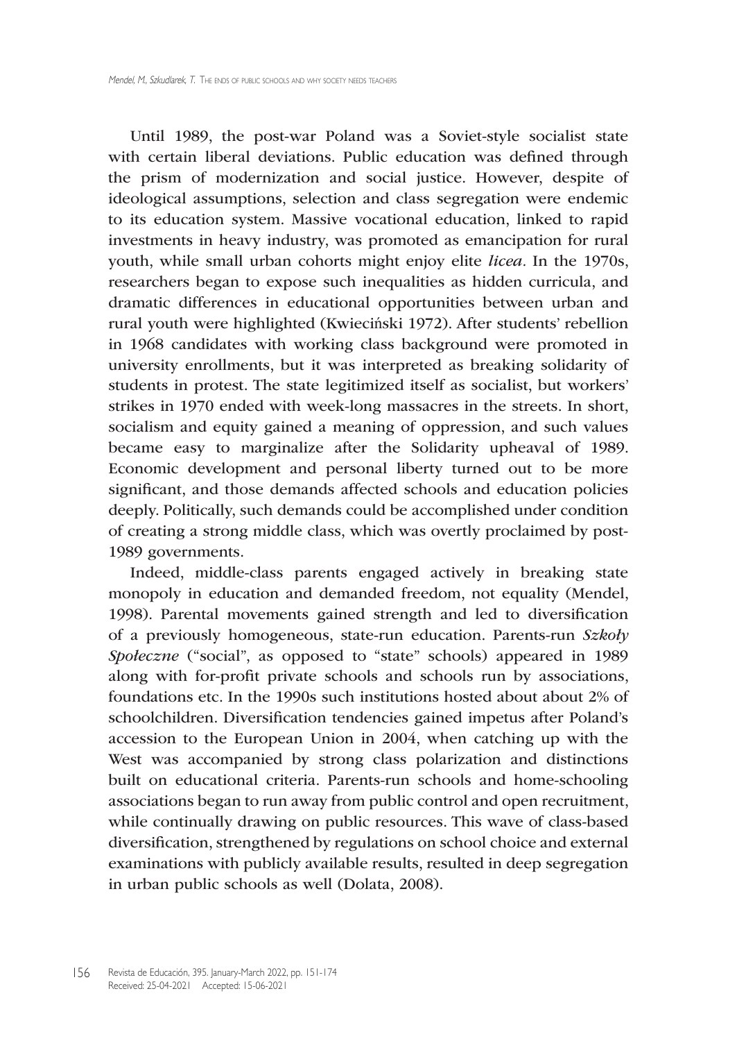Until 1989, the post-war Poland was a Soviet-style socialist state with certain liberal deviations. Public education was defined through the prism of modernization and social justice. However, despite of ideological assumptions, selection and class segregation were endemic to its education system. Massive vocational education, linked to rapid investments in heavy industry, was promoted as emancipation for rural youth, while small urban cohorts might enjoy elite *licea*. In the 1970s, researchers began to expose such inequalities as hidden curricula, and dramatic differences in educational opportunities between urban and rural youth were highlighted (Kwieciński 1972). After students' rebellion in 1968 candidates with working class background were promoted in university enrollments, but it was interpreted as breaking solidarity of students in protest. The state legitimized itself as socialist, but workers' strikes in 1970 ended with week-long massacres in the streets. In short, socialism and equity gained a meaning of oppression, and such values became easy to marginalize after the Solidarity upheaval of 1989. Economic development and personal liberty turned out to be more significant, and those demands affected schools and education policies deeply. Politically, such demands could be accomplished under condition of creating a strong middle class, which was overtly proclaimed by post-1989 governments.

Indeed, middle-class parents engaged actively in breaking state monopoly in education and demanded freedom, not equality (Mendel, 1998). Parental movements gained strength and led to diversification of a previously homogeneous, state-run education. Parents-run *Szkoły Społeczne* ("social", as opposed to "state" schools) appeared in 1989 along with for-profit private schools and schools run by associations, foundations etc. In the 1990s such institutions hosted about about 2% of schoolchildren. Diversification tendencies gained impetus after Poland's accession to the European Union in 2004, when catching up with the West was accompanied by strong class polarization and distinctions built on educational criteria. Parents-run schools and home-schooling associations began to run away from public control and open recruitment, while continually drawing on public resources. This wave of class-based diversification, strengthened by regulations on school choice and external examinations with publicly available results, resulted in deep segregation in urban public schools as well (Dolata, 2008).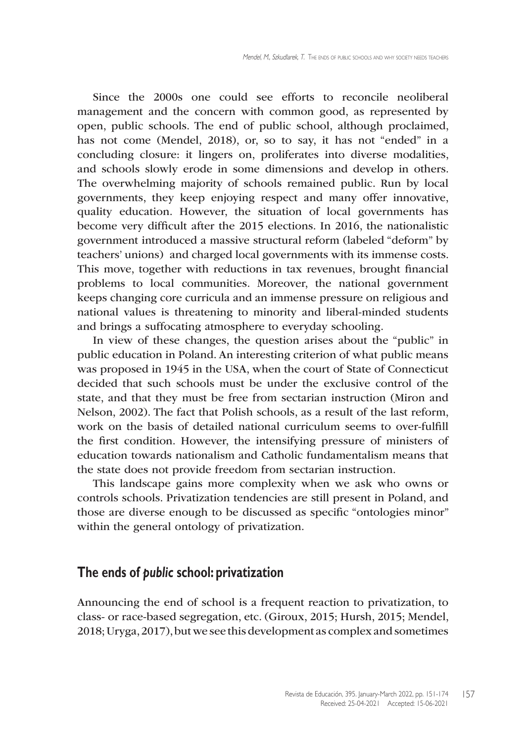Since the 2000s one could see efforts to reconcile neoliberal management and the concern with common good, as represented by open, public schools. The end of public school, although proclaimed, has not come (Mendel, 2018), or, so to say, it has not "ended" in a concluding closure: it lingers on, proliferates into diverse modalities, and schools slowly erode in some dimensions and develop in others. The overwhelming majority of schools remained public. Run by local governments, they keep enjoying respect and many offer innovative, quality education. However, the situation of local governments has become very difficult after the 2015 elections. In 2016, the nationalistic government introduced a massive structural reform (labeled "deform" by teachers' unions) and charged local governments with its immense costs. This move, together with reductions in tax revenues, brought financial problems to local communities. Moreover, the national government keeps changing core curricula and an immense pressure on religious and national values is threatening to minority and liberal-minded students and brings a suffocating atmosphere to everyday schooling.

In view of these changes, the question arises about the "public" in public education in Poland. An interesting criterion of what public means was proposed in 1945 in the USA, when the court of State of Connecticut decided that such schools must be under the exclusive control of the state, and that they must be free from sectarian instruction (Miron and Nelson, 2002). The fact that Polish schools, as a result of the last reform, work on the basis of detailed national curriculum seems to over-fulfill the first condition. However, the intensifying pressure of ministers of education towards nationalism and Catholic fundamentalism means that the state does not provide freedom from sectarian instruction.

This landscape gains more complexity when we ask who owns or controls schools. Privatization tendencies are still present in Poland, and those are diverse enough to be discussed as specific "ontologies minor" within the general ontology of privatization.

## The ends of *public* school: privatization

Announcing the end of school is a frequent reaction to privatization, to class- or race-based segregation, etc. (Giroux, 2015; Hursh, 2015; Mendel, 2018; Uryga, 2017), but we see this development as complex and sometimes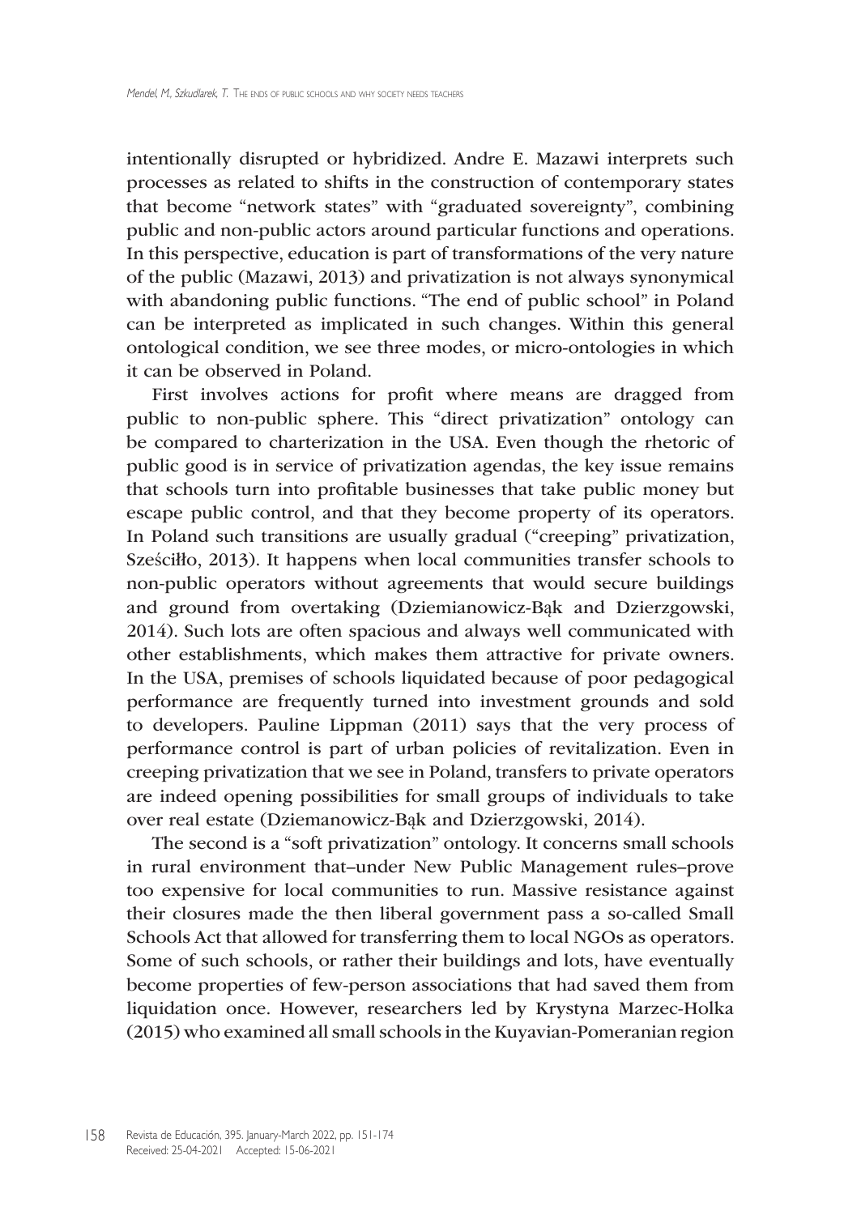intentionally disrupted or hybridized. Andre E. Mazawi interprets such processes as related to shifts in the construction of contemporary states that become "network states" with "graduated sovereignty", combining public and non-public actors around particular functions and operations. In this perspective, education is part of transformations of the very nature of the public (Mazawi, 2013) and privatization is not always synonymical with abandoning public functions. "The end of public school" in Poland can be interpreted as implicated in such changes. Within this general ontological condition, we see three modes, or micro-ontologies in which it can be observed in Poland.

First involves actions for profit where means are dragged from public to non-public sphere. This "direct privatization" ontology can be compared to charterization in the USA. Even though the rhetoric of public good is in service of privatization agendas, the key issue remains that schools turn into profitable businesses that take public money but escape public control, and that they become property of its operators. In Poland such transitions are usually gradual ("creeping" privatization, Sześciłło, 2013). It happens when local communities transfer schools to non-public operators without agreements that would secure buildings and ground from overtaking (Dziemianowicz-Bąk and Dzierzgowski, 2014). Such lots are often spacious and always well communicated with other establishments, which makes them attractive for private owners. In the USA, premises of schools liquidated because of poor pedagogical performance are frequently turned into investment grounds and sold to developers. Pauline Lippman (2011) says that the very process of performance control is part of urban policies of revitalization. Even in creeping privatization that we see in Poland, transfers to private operators are indeed opening possibilities for small groups of individuals to take over real estate (Dziemanowicz-Bąk and Dzierzgowski, 2014).

The second is a "soft privatization" ontology. It concerns small schools in rural environment that–under New Public Management rules–prove too expensive for local communities to run. Massive resistance against their closures made the then liberal government pass a so-called Small Schools Act that allowed for transferring them to local NGOs as operators. Some of such schools, or rather their buildings and lots, have eventually become properties of few-person associations that had saved them from liquidation once. However, researchers led by Krystyna Marzec-Holka (2015) who examined all small schools in the Kuyavian-Pomeranian region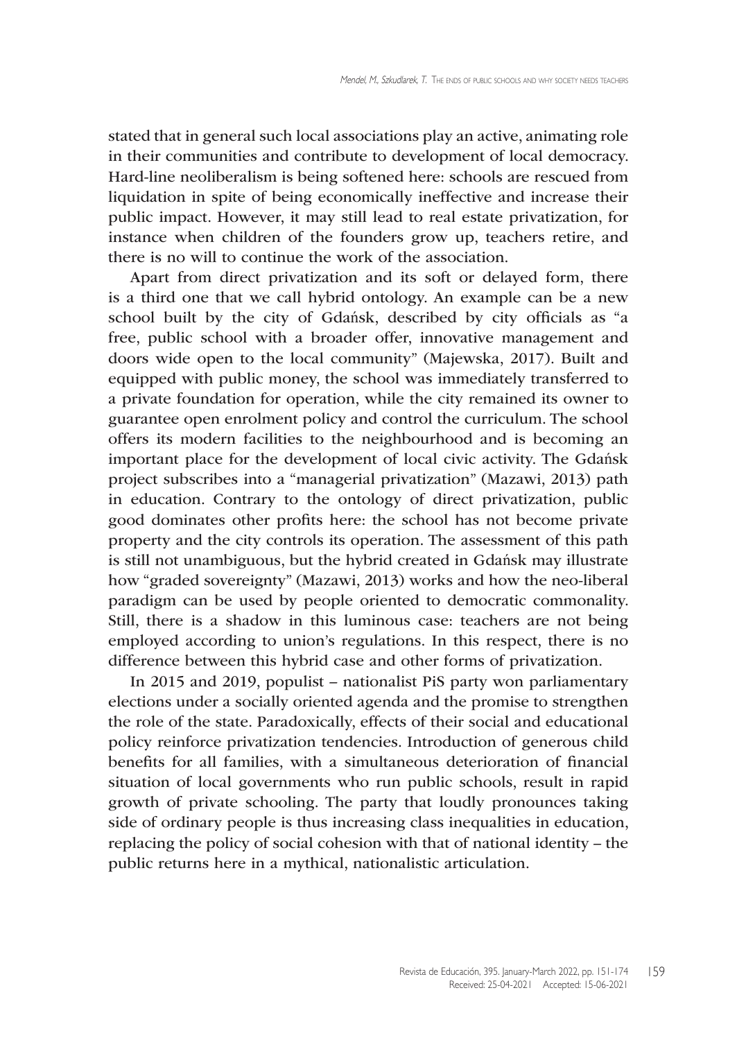stated that in general such local associations play an active, animating role in their communities and contribute to development of local democracy. Hard-line neoliberalism is being softened here: schools are rescued from liquidation in spite of being economically ineffective and increase their public impact. However, it may still lead to real estate privatization, for instance when children of the founders grow up, teachers retire, and there is no will to continue the work of the association.

Apart from direct privatization and its soft or delayed form, there is a third one that we call hybrid ontology. An example can be a new school built by the city of Gdańsk, described by city officials as "a free, public school with a broader offer, innovative management and doors wide open to the local community" (Majewska, 2017). Built and equipped with public money, the school was immediately transferred to a private foundation for operation, while the city remained its owner to guarantee open enrolment policy and control the curriculum. The school offers its modern facilities to the neighbourhood and is becoming an important place for the development of local civic activity. The Gdańsk project subscribes into a "managerial privatization" (Mazawi, 2013) path in education. Contrary to the ontology of direct privatization, public good dominates other profits here: the school has not become private property and the city controls its operation. The assessment of this path is still not unambiguous, but the hybrid created in Gdańsk may illustrate how "graded sovereignty" (Mazawi, 2013) works and how the neo-liberal paradigm can be used by people oriented to democratic commonality. Still, there is a shadow in this luminous case: teachers are not being employed according to union's regulations. In this respect, there is no difference between this hybrid case and other forms of privatization.

In 2015 and 2019, populist – nationalist PiS party won parliamentary elections under a socially oriented agenda and the promise to strengthen the role of the state. Paradoxically, effects of their social and educational policy reinforce privatization tendencies. Introduction of generous child benefits for all families, with a simultaneous deterioration of financial situation of local governments who run public schools, result in rapid growth of private schooling. The party that loudly pronounces taking side of ordinary people is thus increasing class inequalities in education, replacing the policy of social cohesion with that of national identity – the public returns here in a mythical, nationalistic articulation.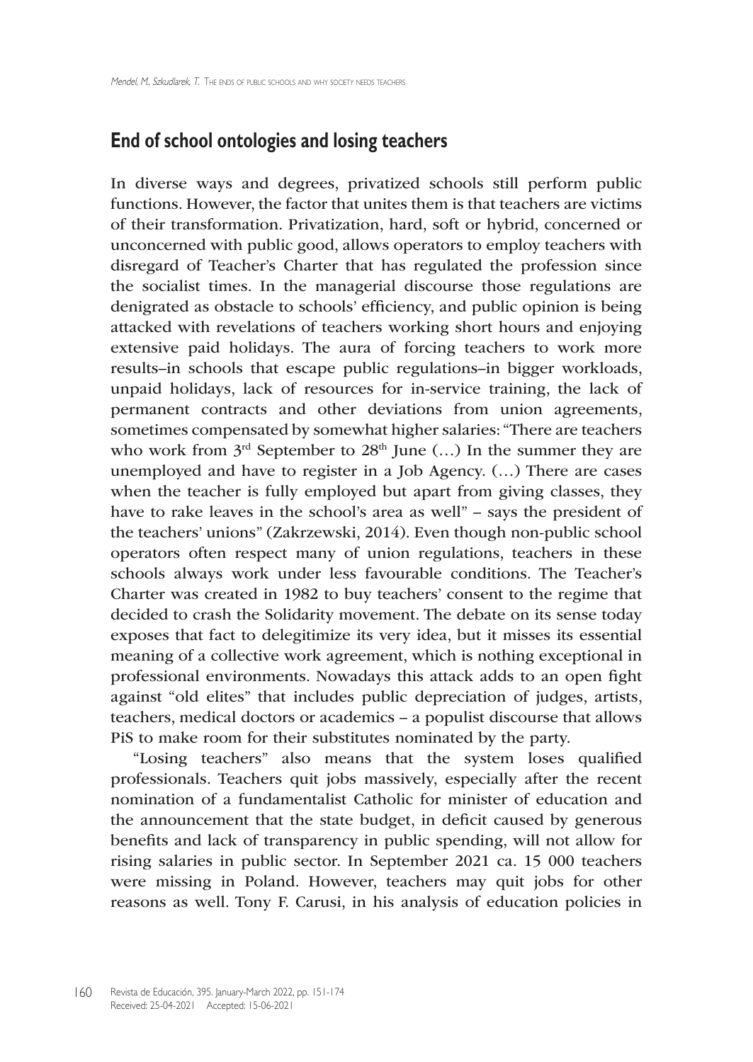## End of school ontologies and losing teachers

In diverse ways and degrees, privatized schools still perform public functions. However, the factor that unites them is that teachers are victims of their transformation. Privatization, hard, soft or hybrid, concerned or unconcerned with public good, allows operators to employ teachers with disregard of Teacher's Charter that has regulated the profession since the socialist times. In the managerial discourse those regulations are denigrated as obstacle to schools' efficiency, and public opinion is being attacked with revelations of teachers working short hours and enjoying extensive paid holidays. The aura of forcing teachers to work more results–in schools that escape public regulations–in bigger workloads, unpaid holidays, lack of resources for in-service training, the lack of permanent contracts and other deviations from union agreements, sometimes compensated by somewhat higher salaries: "There are teachers who work from 3rd September to 28th June (…) In the summer they are unemployed and have to register in a Job Agency. (…) There are cases when the teacher is fully employed but apart from giving classes, they have to rake leaves in the school's area as well" – says the president of the teachers' unions" (Zakrzewski, 2014). Even though non-public school operators often respect many of union regulations, teachers in these schools always work under less favourable conditions. The Teacher's Charter was created in 1982 to buy teachers' consent to the regime that decided to crash the Solidarity movement. The debate on its sense today exposes that fact to delegitimize its very idea, but it misses its essential meaning of a collective work agreement, which is nothing exceptional in professional environments. Nowadays this attack adds to an open fight against "old elites" that includes public depreciation of judges, artists, teachers, medical doctors or academics – a populist discourse that allows PiS to make room for their substitutes nominated by the party.

"Losing teachers" also means that the system loses qualified professionals. Teachers quit jobs massively, especially after the recent nomination of a fundamentalist Catholic for minister of education and the announcement that the state budget, in deficit caused by generous benefits and lack of transparency in public spending, will not allow for rising salaries in public sector. In September 2021 ca. 15 000 teachers were missing in Poland. However, teachers may quit jobs for other reasons as well. Tony F. Carusi, in his analysis of education policies in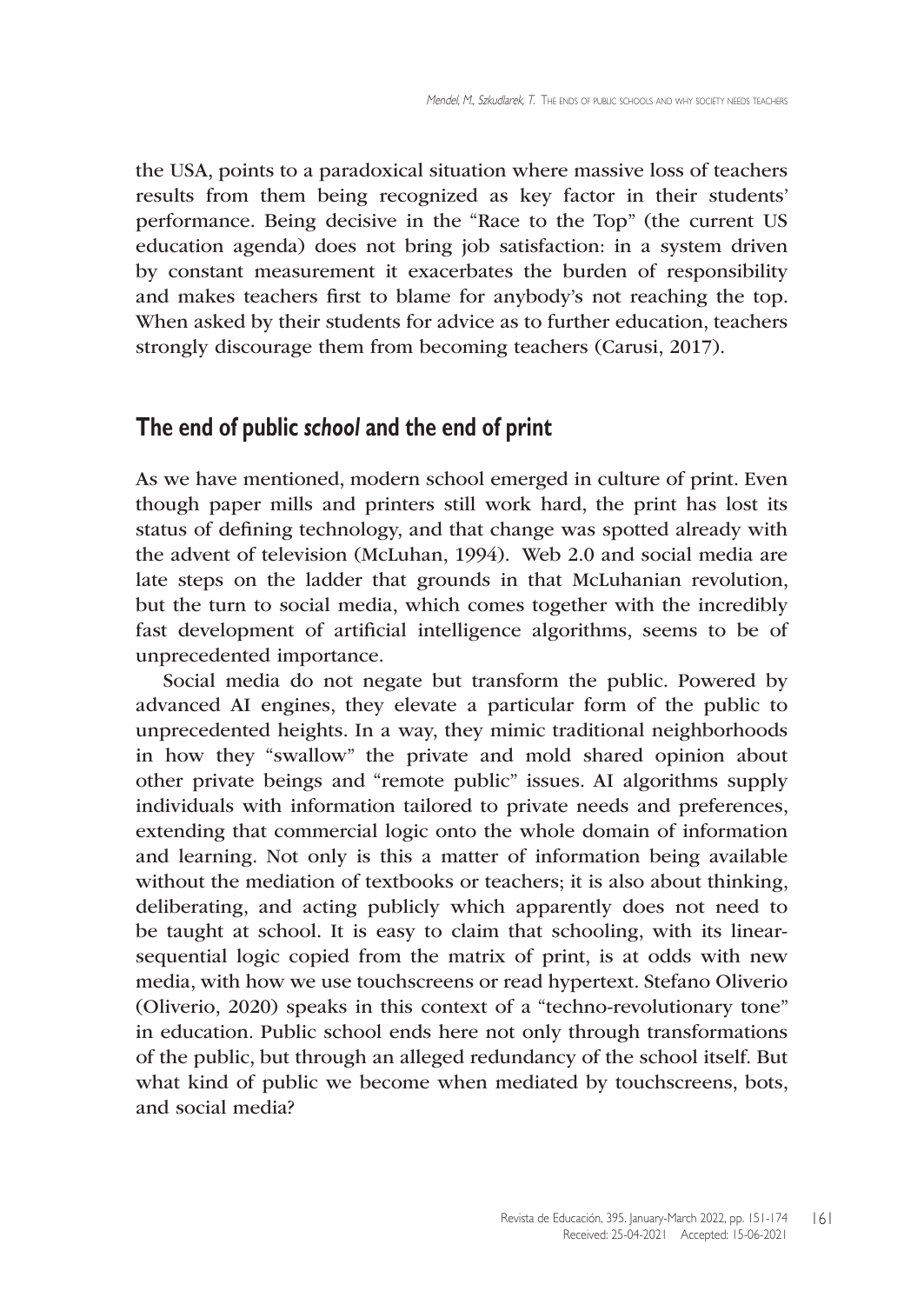the USA, points to a paradoxical situation where massive loss of teachers results from them being recognized as key factor in their students' performance. Being decisive in the "Race to the Top" (the current US education agenda) does not bring job satisfaction: in a system driven by constant measurement it exacerbates the burden of responsibility and makes teachers first to blame for anybody's not reaching the top. When asked by their students for advice as to further education, teachers strongly discourage them from becoming teachers (Carusi, 2017).

## The end of public *school* and the end of print

As we have mentioned, modern school emerged in culture of print. Even though paper mills and printers still work hard, the print has lost its status of defining technology, and that change was spotted already with the advent of television (McLuhan, 1994). Web 2.0 and social media are late steps on the ladder that grounds in that McLuhanian revolution, but the turn to social media, which comes together with the incredibly fast development of artificial intelligence algorithms, seems to be of unprecedented importance.

Social media do not negate but transform the public. Powered by advanced AI engines, they elevate a particular form of the public to unprecedented heights. In a way, they mimic traditional neighborhoods in how they "swallow" the private and mold shared opinion about other private beings and "remote public" issues. AI algorithms supply individuals with information tailored to private needs and preferences, extending that commercial logic onto the whole domain of information and learning. Not only is this a matter of information being available without the mediation of textbooks or teachers; it is also about thinking, deliberating, and acting publicly which apparently does not need to be taught at school. It is easy to claim that schooling, with its linear-sequential logic copied from the matrix of print, is at odds with new media, with how we use touchscreens or read hypertext. Stefano Oliverio (Oliverio, 2020) speaks in this context of a "techno-revolutionary tone" in education. Public school ends here not only through transformations of the public, but through an alleged redundancy of the school itself. But what kind of public we become when mediated by touchscreens, bots, and social media?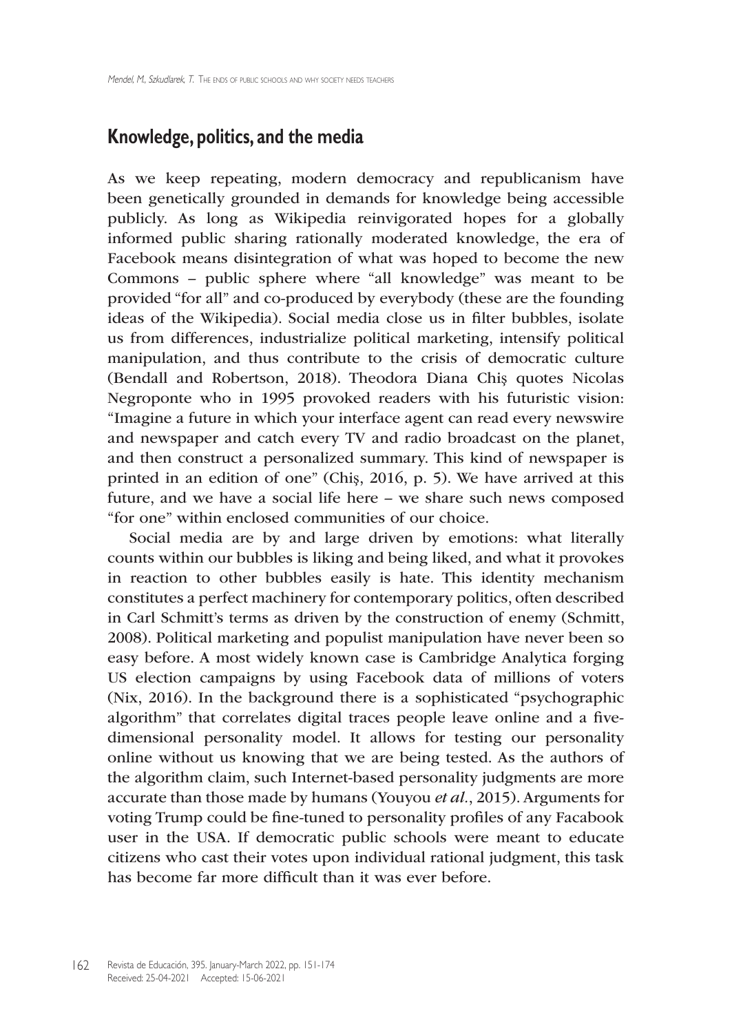## Knowledge, politics, and the media

As we keep repeating, modern democracy and republicanism have been genetically grounded in demands for knowledge being accessible publicly. As long as Wikipedia reinvigorated hopes for a globally informed public sharing rationally moderated knowledge, the era of Facebook means disintegration of what was hoped to become the new Commons – public sphere where "all knowledge" was meant to be provided "for all" and co-produced by everybody (these are the founding ideas of the Wikipedia). Social media close us in filter bubbles, isolate us from differences, industrialize political marketing, intensify political manipulation, and thus contribute to the crisis of democratic culture (Bendall and Robertson, 2018). Theodora Diana Chiş quotes Nicolas Negroponte who in 1995 provoked readers with his futuristic vision: "Imagine a future in which your interface agent can read every newswire and newspaper and catch every TV and radio broadcast on the planet, and then construct a personalized summary. This kind of newspaper is printed in an edition of one" (Chiş, 2016, p. 5). We have arrived at this future, and we have a social life here – we share such news composed "for one" within enclosed communities of our choice.

Social media are by and large driven by emotions: what literally counts within our bubbles is liking and being liked, and what it provokes in reaction to other bubbles easily is hate. This identity mechanism constitutes a perfect machinery for contemporary politics, often described in Carl Schmitt's terms as driven by the construction of enemy (Schmitt, 2008). Political marketing and populist manipulation have never been so easy before. A most widely known case is Cambridge Analytica forging US election campaigns by using Facebook data of millions of voters (Nix, 2016). In the background there is a sophisticated "psychographic algorithm" that correlates digital traces people leave online and a five-dimensional personality model. It allows for testing our personality online without us knowing that we are being tested. As the authors of the algorithm claim, such Internet-based personality judgments are more accurate than those made by humans (Youyou *et al.*, 2015). Arguments for voting Trump could be fine-tuned to personality profiles of any Facabook user in the USA. If democratic public schools were meant to educate citizens who cast their votes upon individual rational judgment, this task has become far more difficult than it was ever before.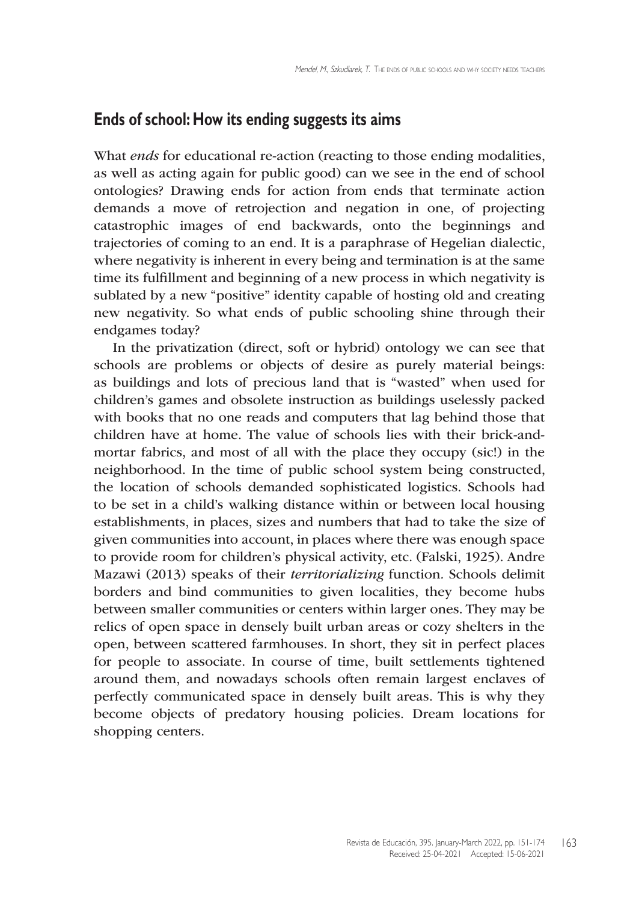## Ends of school: How its ending suggests its aims

What *ends* for educational re-action (reacting to those ending modalities, as well as acting again for public good) can we see in the end of school ontologies? Drawing ends for action from ends that terminate action demands a move of retrojection and negation in one, of projecting catastrophic images of end backwards, onto the beginnings and trajectories of coming to an end. It is a paraphrase of Hegelian dialectic, where negativity is inherent in every being and termination is at the same time its fulfillment and beginning of a new process in which negativity is sublated by a new "positive" identity capable of hosting old and creating new negativity. So what ends of public schooling shine through their endgames today?

In the privatization (direct, soft or hybrid) ontology we can see that schools are problems or objects of desire as purely material beings: as buildings and lots of precious land that is "wasted" when used for children's games and obsolete instruction as buildings uselessly packed with books that no one reads and computers that lag behind those that children have at home. The value of schools lies with their brick-and-mortar fabrics, and most of all with the place they occupy (sic!) in the neighborhood. In the time of public school system being constructed, the location of schools demanded sophisticated logistics. Schools had to be set in a child's walking distance within or between local housing establishments, in places, sizes and numbers that had to take the size of given communities into account, in places where there was enough space to provide room for children's physical activity, etc. (Falski, 1925). Andre Mazawi (2013) speaks of their *territorializing* function. Schools delimit borders and bind communities to given localities, they become hubs between smaller communities or centers within larger ones. They may be relics of open space in densely built urban areas or cozy shelters in the open, between scattered farmhouses. In short, they sit in perfect places for people to associate. In course of time, built settlements tightened around them, and nowadays schools often remain largest enclaves of perfectly communicated space in densely built areas. This is why they become objects of predatory housing policies. Dream locations for shopping centers.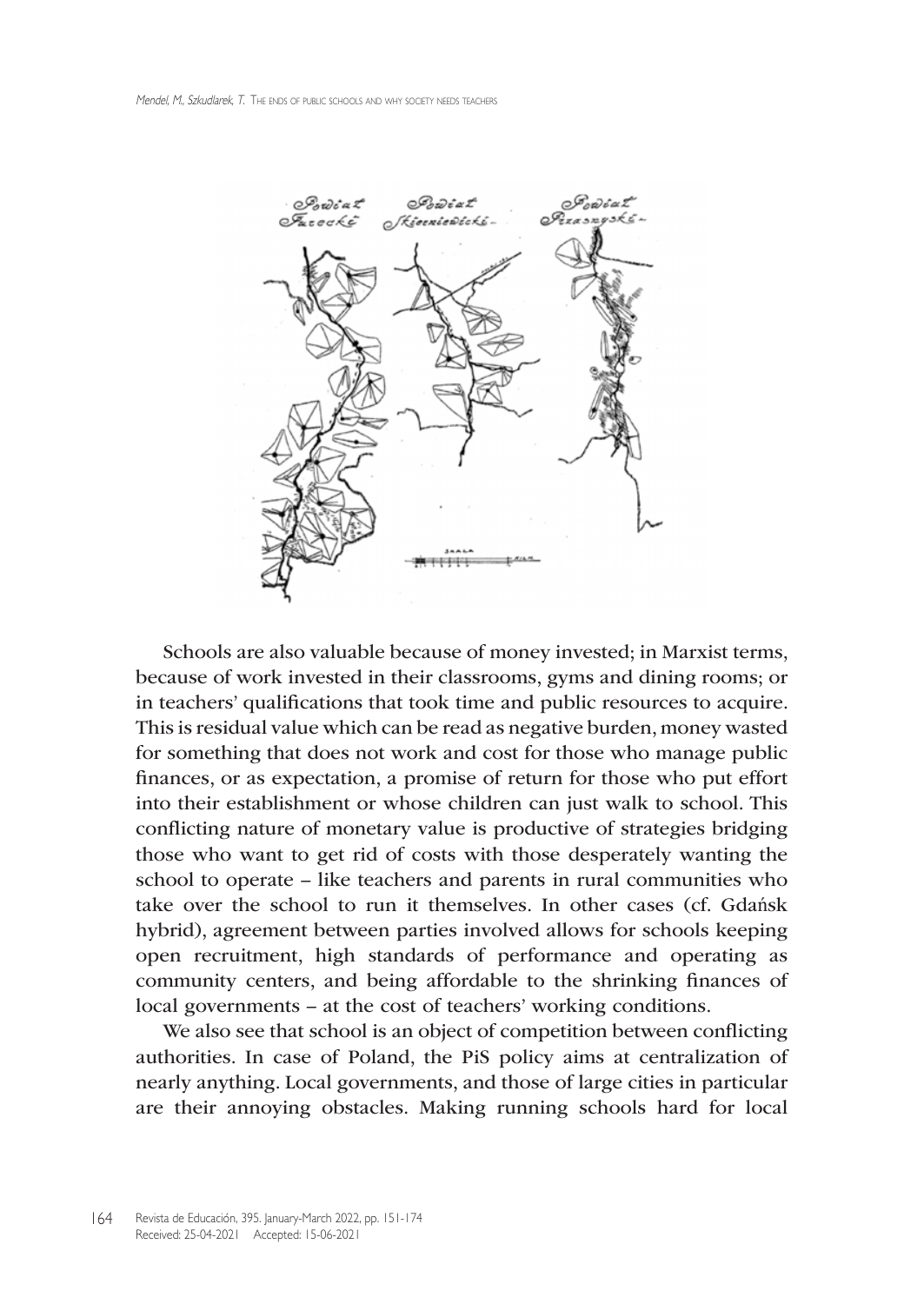Schools are also valuable because of money invested; in Marxist terms, because of work invested in their classrooms, gyms and dining rooms; or in teachers' qualifications that took time and public resources to acquire. This is residual value which can be read as negative burden, money wasted for something that does not work and cost for those who manage public finances, or as expectation, a promise of return for those who put effort into their establishment or whose children can just walk to school. This conflicting nature of monetary value is productive of strategies bridging those who want to get rid of costs with those desperately wanting the school to operate – like teachers and parents in rural communities who take over the school to run it themselves. In other cases (cf. Gdańsk hybrid), agreement between parties involved allows for schools keeping open recruitment, high standards of performance and operating as community centers, and being affordable to the shrinking finances of local governments – at the cost of teachers' working conditions.

We also see that school is an object of competition between conflicting authorities. In case of Poland, the PiS policy aims at centralization of nearly anything. Local governments, and those of large cities in particular are their annoying obstacles. Making running schools hard for local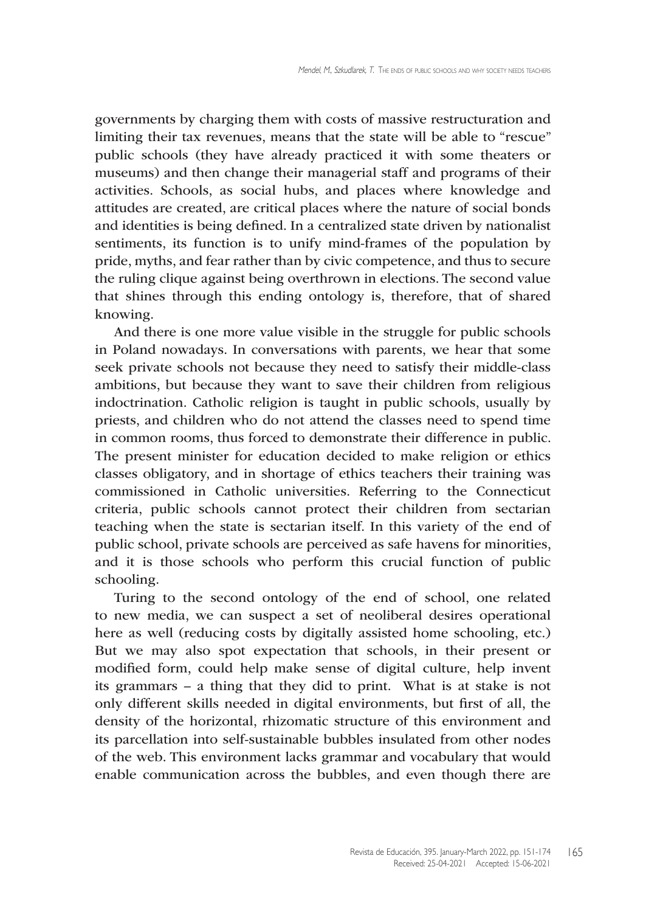governments by charging them with costs of massive restructuration and limiting their tax revenues, means that the state will be able to "rescue" public schools (they have already practiced it with some theaters or museums) and then change their managerial staff and programs of their activities. Schools, as social hubs, and places where knowledge and attitudes are created, are critical places where the nature of social bonds and identities is being defined. In a centralized state driven by nationalist sentiments, its function is to unify mind-frames of the population by pride, myths, and fear rather than by civic competence, and thus to secure the ruling clique against being overthrown in elections. The second value that shines through this ending ontology is, therefore, that of shared knowing.

And there is one more value visible in the struggle for public schools in Poland nowadays. In conversations with parents, we hear that some seek private schools not because they need to satisfy their middle-class ambitions, but because they want to save their children from religious indoctrination. Catholic religion is taught in public schools, usually by priests, and children who do not attend the classes need to spend time in common rooms, thus forced to demonstrate their difference in public. The present minister for education decided to make religion or ethics classes obligatory, and in shortage of ethics teachers their training was commissioned in Catholic universities. Referring to the Connecticut criteria, public schools cannot protect their children from sectarian teaching when the state is sectarian itself. In this variety of the end of public school, private schools are perceived as safe havens for minorities, and it is those schools who perform this crucial function of public schooling.

Turing to the second ontology of the end of school, one related to new media, we can suspect a set of neoliberal desires operational here as well (reducing costs by digitally assisted home schooling, etc.) But we may also spot expectation that schools, in their present or modified form, could help make sense of digital culture, help invent its grammars – a thing that they did to print. What is at stake is not only different skills needed in digital environments, but first of all, the density of the horizontal, rhizomatic structure of this environment and its parcellation into self-sustainable bubbles insulated from other nodes of the web. This environment lacks grammar and vocabulary that would enable communication across the bubbles, and even though there are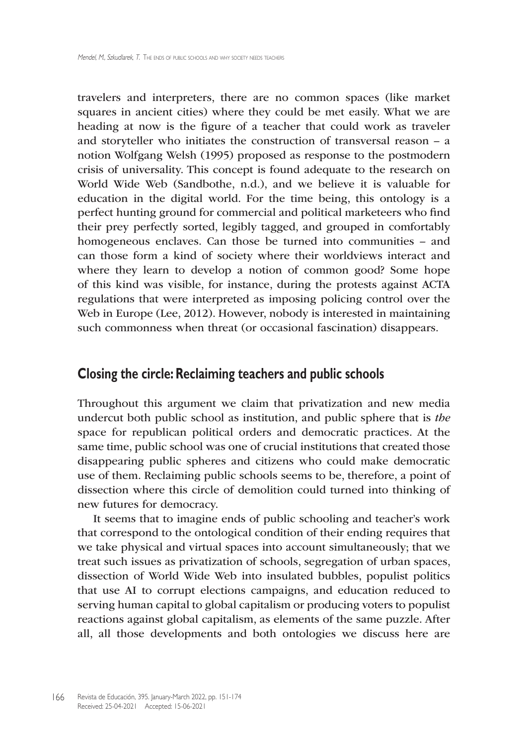travelers and interpreters, there are no common spaces (like market squares in ancient cities) where they could be met easily. What we are heading at now is the figure of a teacher that could work as traveler and storyteller who initiates the construction of transversal reason – a notion Wolfgang Welsh (1995) proposed as response to the postmodern crisis of universality. This concept is found adequate to the research on World Wide Web (Sandbothe, n.d.), and we believe it is valuable for education in the digital world. For the time being, this ontology is a perfect hunting ground for commercial and political marketeers who find their prey perfectly sorted, legibly tagged, and grouped in comfortably homogeneous enclaves. Can those be turned into communities – and can those form a kind of society where their worldviews interact and where they learn to develop a notion of common good? Some hope of this kind was visible, for instance, during the protests against ACTA regulations that were interpreted as imposing policing control over the Web in Europe (Lee, 2012). However, nobody is interested in maintaining such commonness when threat (or occasional fascination) disappears.

## Closing the circle: Reclaiming teachers and public schools

Throughout this argument we claim that privatization and new media undercut both public school as institution, and public sphere that is *the* space for republican political orders and democratic practices. At the same time, public school was one of crucial institutions that created those disappearing public spheres and citizens who could make democratic use of them. Reclaiming public schools seems to be, therefore, a point of dissection where this circle of demolition could turned into thinking of new futures for democracy.

It seems that to imagine ends of public schooling and teacher's work that correspond to the ontological condition of their ending requires that we take physical and virtual spaces into account simultaneously; that we treat such issues as privatization of schools, segregation of urban spaces, dissection of World Wide Web into insulated bubbles, populist politics that use AI to corrupt elections campaigns, and education reduced to serving human capital to global capitalism or producing voters to populist reactions against global capitalism, as elements of the same puzzle. After all, all those developments and both ontologies we discuss here are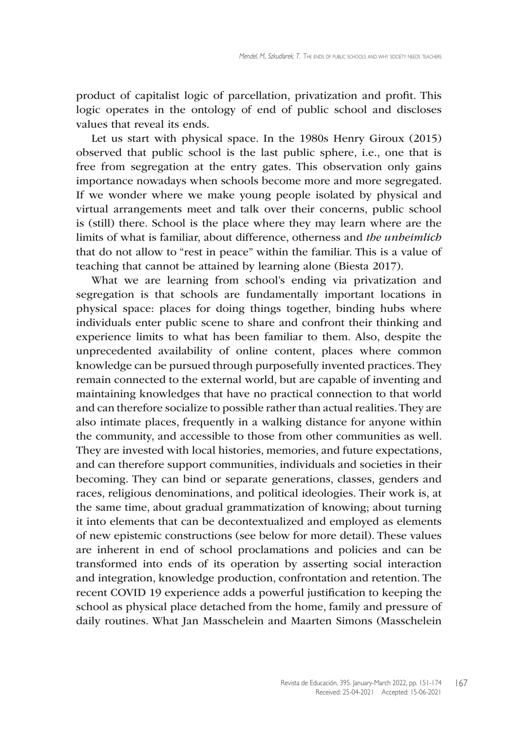product of capitalist logic of parcellation, privatization and profit. This logic operates in the ontology of end of public school and discloses values that reveal its ends.

Let us start with physical space. In the 1980s Henry Giroux (2015) observed that public school is the last public sphere, i.e., one that is free from segregation at the entry gates. This observation only gains importance nowadays when schools become more and more segregated. If we wonder where we make young people isolated by physical and virtual arrangements meet and talk over their concerns, public school is (still) there. School is the place where they may learn where are the limits of what is familiar, about difference, otherness and *the unheimlich* that do not allow to "rest in peace" within the familiar. This is a value of teaching that cannot be attained by learning alone (Biesta 2017).

What we are learning from school's ending via privatization and segregation is that schools are fundamentally important locations in physical space: places for doing things together, binding hubs where individuals enter public scene to share and confront their thinking and experience limits to what has been familiar to them. Also, despite the unprecedented availability of online content, places where common knowledge can be pursued through purposefully invented practices. They remain connected to the external world, but are capable of inventing and maintaining knowledges that have no practical connection to that world and can therefore socialize to possible rather than actual realities. They are also intimate places, frequently in a walking distance for anyone within the community, and accessible to those from other communities as well. They are invested with local histories, memories, and future expectations, and can therefore support communities, individuals and societies in their becoming. They can bind or separate generations, classes, genders and races, religious denominations, and political ideologies. Their work is, at the same time, about gradual grammatization of knowing; about turning it into elements that can be decontextualized and employed as elements of new epistemic constructions (see below for more detail). These values are inherent in end of school proclamations and policies and can be transformed into ends of its operation by asserting social interaction and integration, knowledge production, confrontation and retention. The recent COVID 19 experience adds a powerful justification to keeping the school as physical place detached from the home, family and pressure of daily routines. What Jan Masschelein and Maarten Simons (Masschelein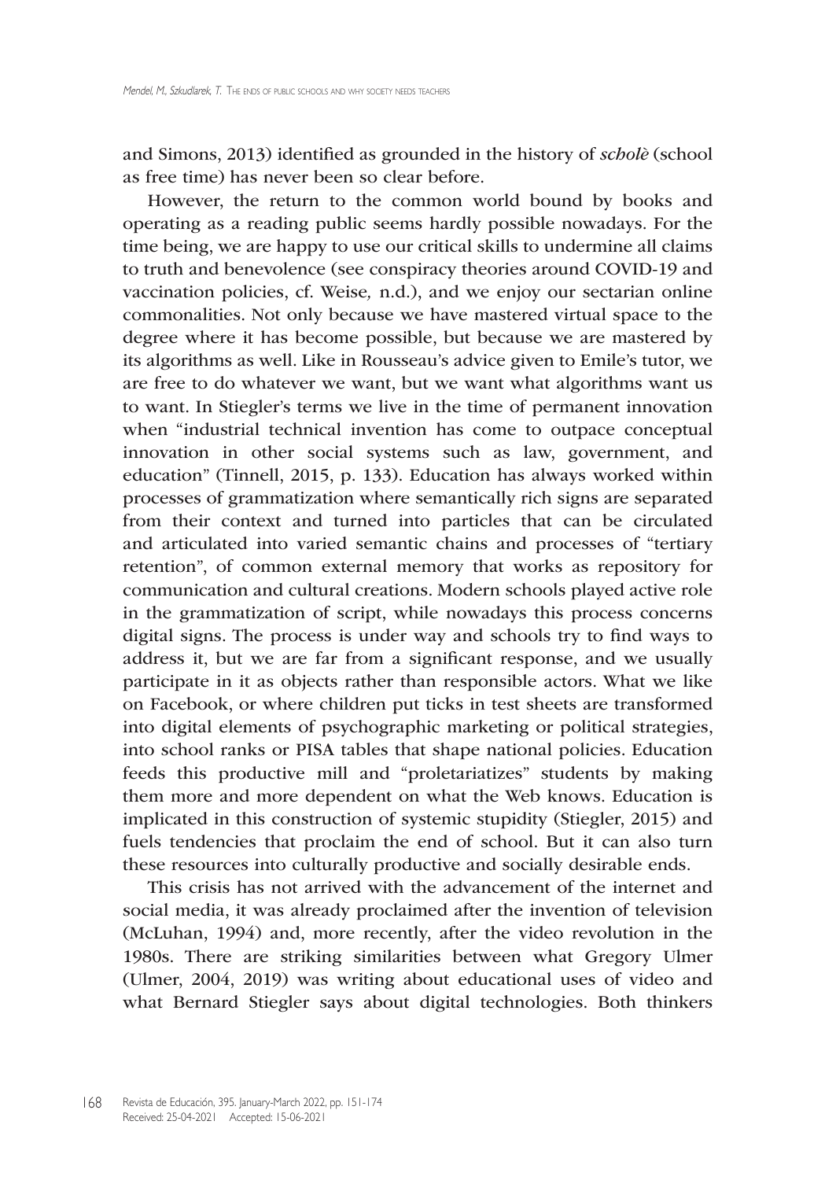and Simons, 2013) identified as grounded in the history of *scholè* (school as free time) has never been so clear before.

However, the return to the common world bound by books and operating as a reading public seems hardly possible nowadays. For the time being, we are happy to use our critical skills to undermine all claims to truth and benevolence (see conspiracy theories around COVID-19 and vaccination policies, cf. Weise*,* n.d.), and we enjoy our sectarian online commonalities. Not only because we have mastered virtual space to the degree where it has become possible, but because we are mastered by its algorithms as well. Like in Rousseau's advice given to Emile's tutor, we are free to do whatever we want, but we want what algorithms want us to want. In Stiegler's terms we live in the time of permanent innovation when "industrial technical invention has come to outpace conceptual innovation in other social systems such as law, government, and education" (Tinnell, 2015, p. 133). Education has always worked within processes of grammatization where semantically rich signs are separated from their context and turned into particles that can be circulated and articulated into varied semantic chains and processes of "tertiary retention", of common external memory that works as repository for communication and cultural creations. Modern schools played active role in the grammatization of script, while nowadays this process concerns digital signs. The process is under way and schools try to find ways to address it, but we are far from a significant response, and we usually participate in it as objects rather than responsible actors. What we like on Facebook, or where children put ticks in test sheets are transformed into digital elements of psychographic marketing or political strategies, into school ranks or PISA tables that shape national policies. Education feeds this productive mill and "proletariatizes" students by making them more and more dependent on what the Web knows. Education is implicated in this construction of systemic stupidity (Stiegler, 2015) and fuels tendencies that proclaim the end of school. But it can also turn these resources into culturally productive and socially desirable ends.

This crisis has not arrived with the advancement of the internet and social media, it was already proclaimed after the invention of television (McLuhan, 1994) and, more recently, after the video revolution in the 1980s. There are striking similarities between what Gregory Ulmer (Ulmer, 2004, 2019) was writing about educational uses of video and what Bernard Stiegler says about digital technologies. Both thinkers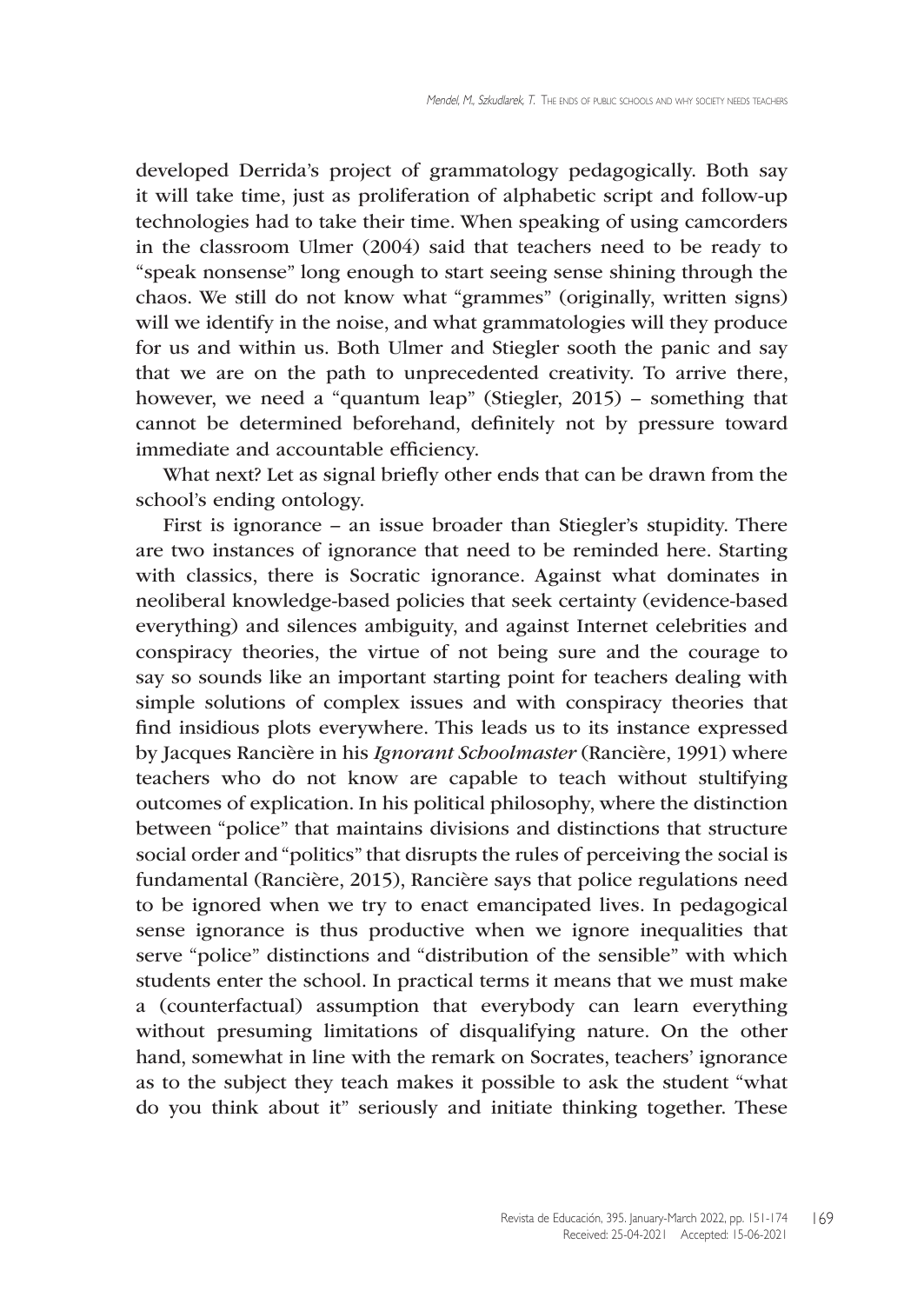developed Derrida's project of grammatology pedagogically. Both say it will take time, just as proliferation of alphabetic script and follow-up technologies had to take their time. When speaking of using camcorders in the classroom Ulmer (2004) said that teachers need to be ready to "speak nonsense" long enough to start seeing sense shining through the chaos. We still do not know what "grammes" (originally, written signs) will we identify in the noise, and what grammatologies will they produce for us and within us. Both Ulmer and Stiegler sooth the panic and say that we are on the path to unprecedented creativity. To arrive there, however, we need a "quantum leap" (Stiegler, 2015) – something that cannot be determined beforehand, definitely not by pressure toward immediate and accountable efficiency.

What next? Let as signal briefly other ends that can be drawn from the school's ending ontology.

First is ignorance – an issue broader than Stiegler's stupidity. There are two instances of ignorance that need to be reminded here. Starting with classics, there is Socratic ignorance. Against what dominates in neoliberal knowledge-based policies that seek certainty (evidence-based everything) and silences ambiguity, and against Internet celebrities and conspiracy theories, the virtue of not being sure and the courage to say so sounds like an important starting point for teachers dealing with simple solutions of complex issues and with conspiracy theories that find insidious plots everywhere. This leads us to its instance expressed by Jacques Rancière in his *Ignorant Schoolmaster* (Rancière, 1991) where teachers who do not know are capable to teach without stultifying outcomes of explication. In his political philosophy, where the distinction between "police" that maintains divisions and distinctions that structure social order and "politics" that disrupts the rules of perceiving the social is fundamental (Rancière, 2015), Rancière says that police regulations need to be ignored when we try to enact emancipated lives. In pedagogical sense ignorance is thus productive when we ignore inequalities that serve "police" distinctions and "distribution of the sensible" with which students enter the school. In practical terms it means that we must make a (counterfactual) assumption that everybody can learn everything without presuming limitations of disqualifying nature. On the other hand, somewhat in line with the remark on Socrates, teachers' ignorance as to the subject they teach makes it possible to ask the student "what do you think about it" seriously and initiate thinking together. These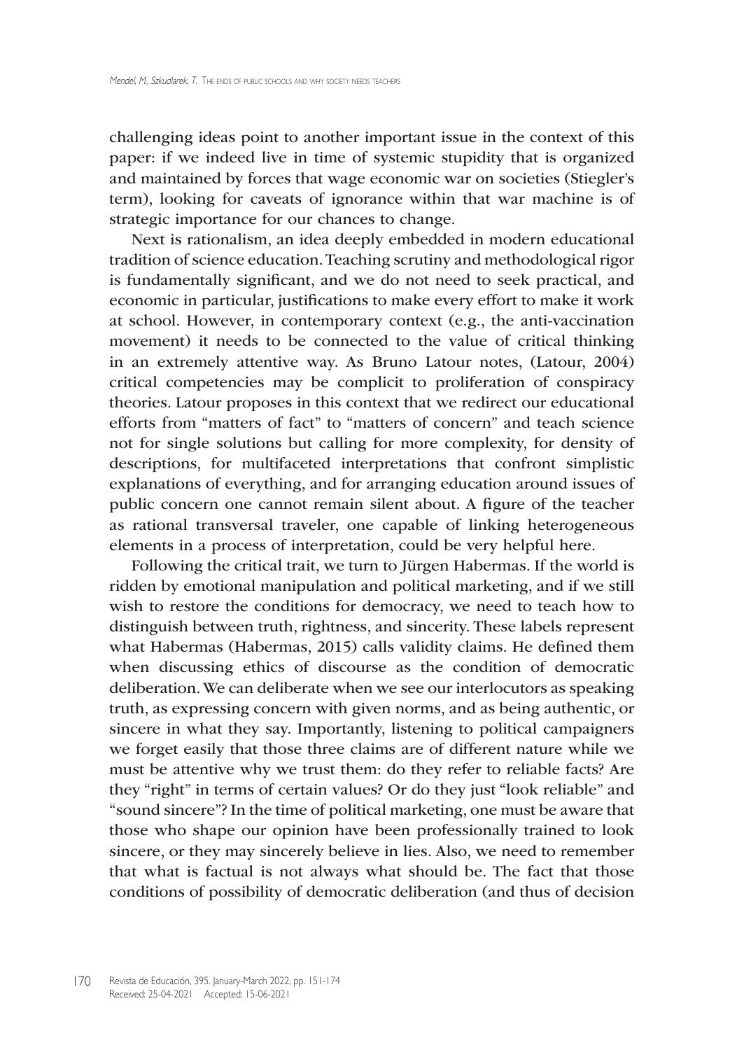challenging ideas point to another important issue in the context of this paper: if we indeed live in time of systemic stupidity that is organized and maintained by forces that wage economic war on societies (Stiegler's term), looking for caveats of ignorance within that war machine is of strategic importance for our chances to change.

Next is rationalism, an idea deeply embedded in modern educational tradition of science education. Teaching scrutiny and methodological rigor is fundamentally significant, and we do not need to seek practical, and economic in particular, justifications to make every effort to make it work at school. However, in contemporary context (e.g., the anti-vaccination movement) it needs to be connected to the value of critical thinking in an extremely attentive way. As Bruno Latour notes, (Latour, 2004) critical competencies may be complicit to proliferation of conspiracy theories. Latour proposes in this context that we redirect our educational efforts from "matters of fact" to "matters of concern" and teach science not for single solutions but calling for more complexity, for density of descriptions, for multifaceted interpretations that confront simplistic explanations of everything, and for arranging education around issues of public concern one cannot remain silent about. A figure of the teacher as rational transversal traveler, one capable of linking heterogeneous elements in a process of interpretation, could be very helpful here.

Following the critical trait, we turn to Jürgen Habermas. If the world is ridden by emotional manipulation and political marketing, and if we still wish to restore the conditions for democracy, we need to teach how to distinguish between truth, rightness, and sincerity. These labels represent what Habermas (Habermas, 2015) calls validity claims. He defined them when discussing ethics of discourse as the condition of democratic deliberation. We can deliberate when we see our interlocutors as speaking truth, as expressing concern with given norms, and as being authentic, or sincere in what they say. Importantly, listening to political campaigners we forget easily that those three claims are of different nature while we must be attentive why we trust them: do they refer to reliable facts? Are they "right" in terms of certain values? Or do they just "look reliable" and "sound sincere"? In the time of political marketing, one must be aware that those who shape our opinion have been professionally trained to look sincere, or they may sincerely believe in lies. Also, we need to remember that what is factual is not always what should be. The fact that those conditions of possibility of democratic deliberation (and thus of decision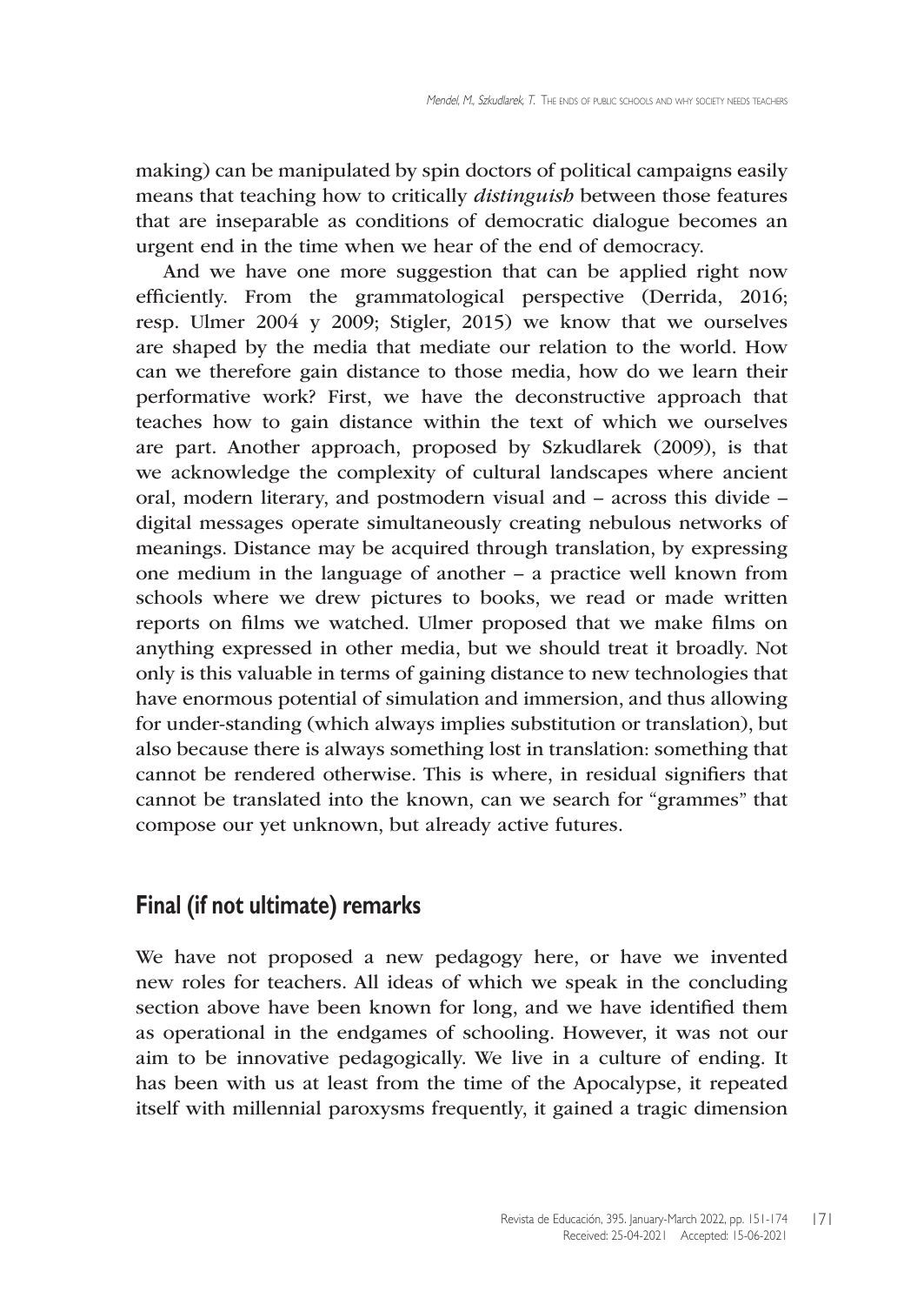making) can be manipulated by spin doctors of political campaigns easily means that teaching how to critically *distinguish* between those features that are inseparable as conditions of democratic dialogue becomes an urgent end in the time when we hear of the end of democracy.

And we have one more suggestion that can be applied right now efficiently. From the grammatological perspective (Derrida, 2016; resp. Ulmer 2004 y 2009; Stigler, 2015) we know that we ourselves are shaped by the media that mediate our relation to the world. How can we therefore gain distance to those media, how do we learn their performative work? First, we have the deconstructive approach that teaches how to gain distance within the text of which we ourselves are part. Another approach, proposed by Szkudlarek (2009), is that we acknowledge the complexity of cultural landscapes where ancient oral, modern literary, and postmodern visual and – across this divide – digital messages operate simultaneously creating nebulous networks of meanings. Distance may be acquired through translation, by expressing one medium in the language of another – a practice well known from schools where we drew pictures to books, we read or made written reports on films we watched. Ulmer proposed that we make films on anything expressed in other media, but we should treat it broadly. Not only is this valuable in terms of gaining distance to new technologies that have enormous potential of simulation and immersion, and thus allowing for under-standing (which always implies substitution or translation), but also because there is always something lost in translation: something that cannot be rendered otherwise. This is where, in residual signifiers that cannot be translated into the known, can we search for "grammes" that compose our yet unknown, but already active futures.

## Final (if not ultimate) remarks

We have not proposed a new pedagogy here, or have we invented new roles for teachers. All ideas of which we speak in the concluding section above have been known for long, and we have identified them as operational in the endgames of schooling. However, it was not our aim to be innovative pedagogically. We live in a culture of ending. It has been with us at least from the time of the Apocalypse, it repeated itself with millennial paroxysms frequently, it gained a tragic dimension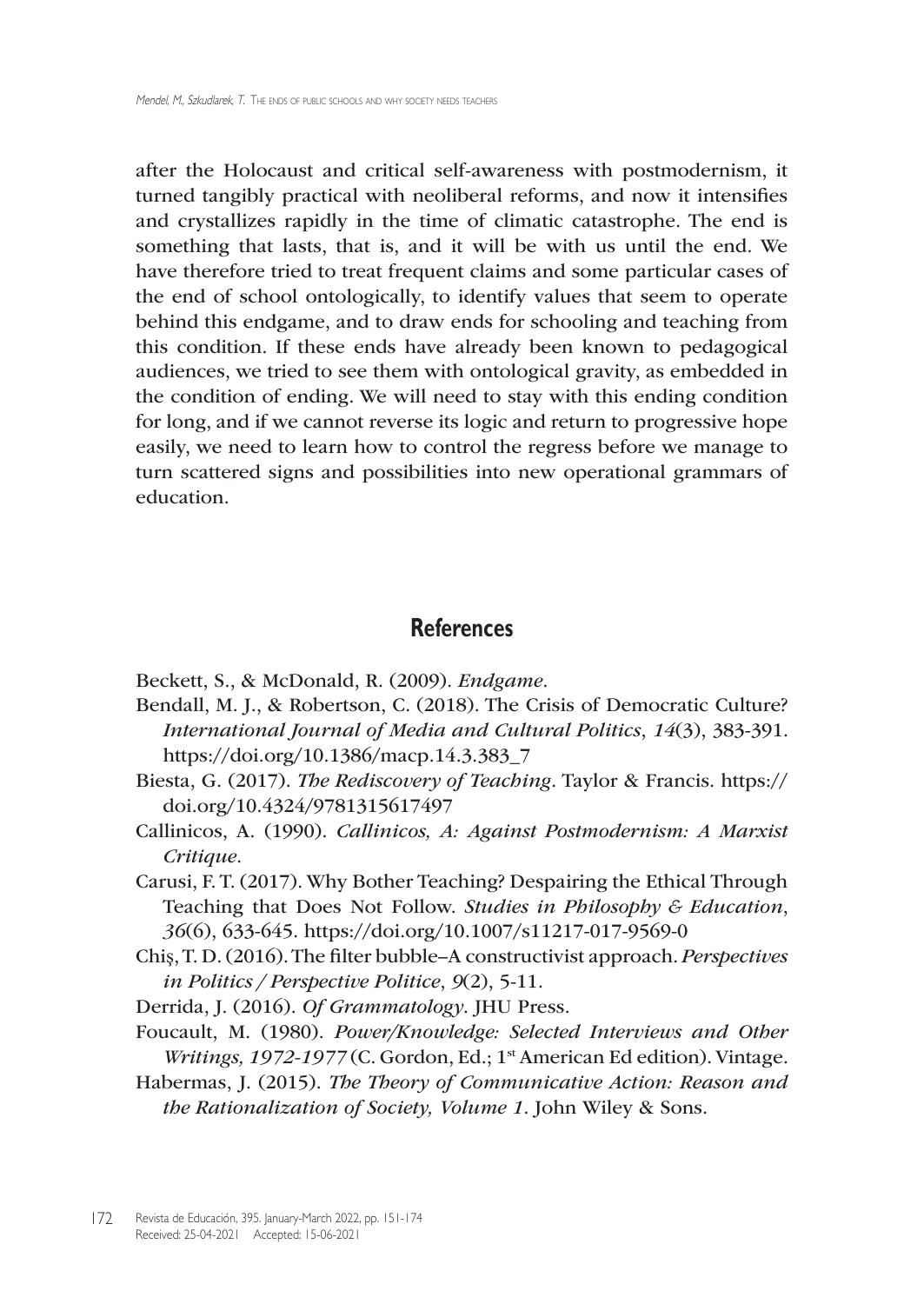after the Holocaust and critical self-awareness with postmodernism, it turned tangibly practical with neoliberal reforms, and now it intensifies and crystallizes rapidly in the time of climatic catastrophe. The end is something that lasts, that is, and it will be with us until the end. We have therefore tried to treat frequent claims and some particular cases of the end of school ontologically, to identify values that seem to operate behind this endgame, and to draw ends for schooling and teaching from this condition. If these ends have already been known to pedagogical audiences, we tried to see them with ontological gravity, as embedded in the condition of ending. We will need to stay with this ending condition for long, and if we cannot reverse its logic and return to progressive hope easily, we need to learn how to control the regress before we manage to turn scattered signs and possibilities into new operational grammars of education.

## References

Beckett, S., & McDonald, R. (2009). *Endgame*.

Bendall, M. J., & Robertson, C. (2018). The Crisis of Democratic Culture? *International Journal of Media and Cultural Politics*, *14*(3), 383-391. https://doi.org/10.1386/macp.14.3.383_7

Biesta, G. (2017). *The Rediscovery of Teaching*. Taylor & Francis. https://doi.org/10.4324/9781315617497

Callinicos, A. (1990). *Callinicos, A: Against Postmodernism: A Marxist Critique*.

Carusi, F. T. (2017). Why Bother Teaching? Despairing the Ethical Through Teaching that Does Not Follow. *Studies in Philosophy & Education*, *36*(6), 633-645. https://doi.org/10.1007/s11217-017-9569-0

Chiş, T. D. (2016). The filter bubble–A constructivist approach. *Perspectives in Politics / Perspective Politice*, *9*(2), 5-11.

Derrida, J. (2016). *Of Grammatology*. JHU Press.

Foucault, M. (1980). *Power/Knowledge: Selected Interviews and Other Writings, 1972-1977* (C. Gordon, Ed.; 1st American Ed edition). Vintage.

Habermas, J. (2015). *The Theory of Communicative Action: Reason and the Rationalization of Society, Volume 1*. John Wiley & Sons.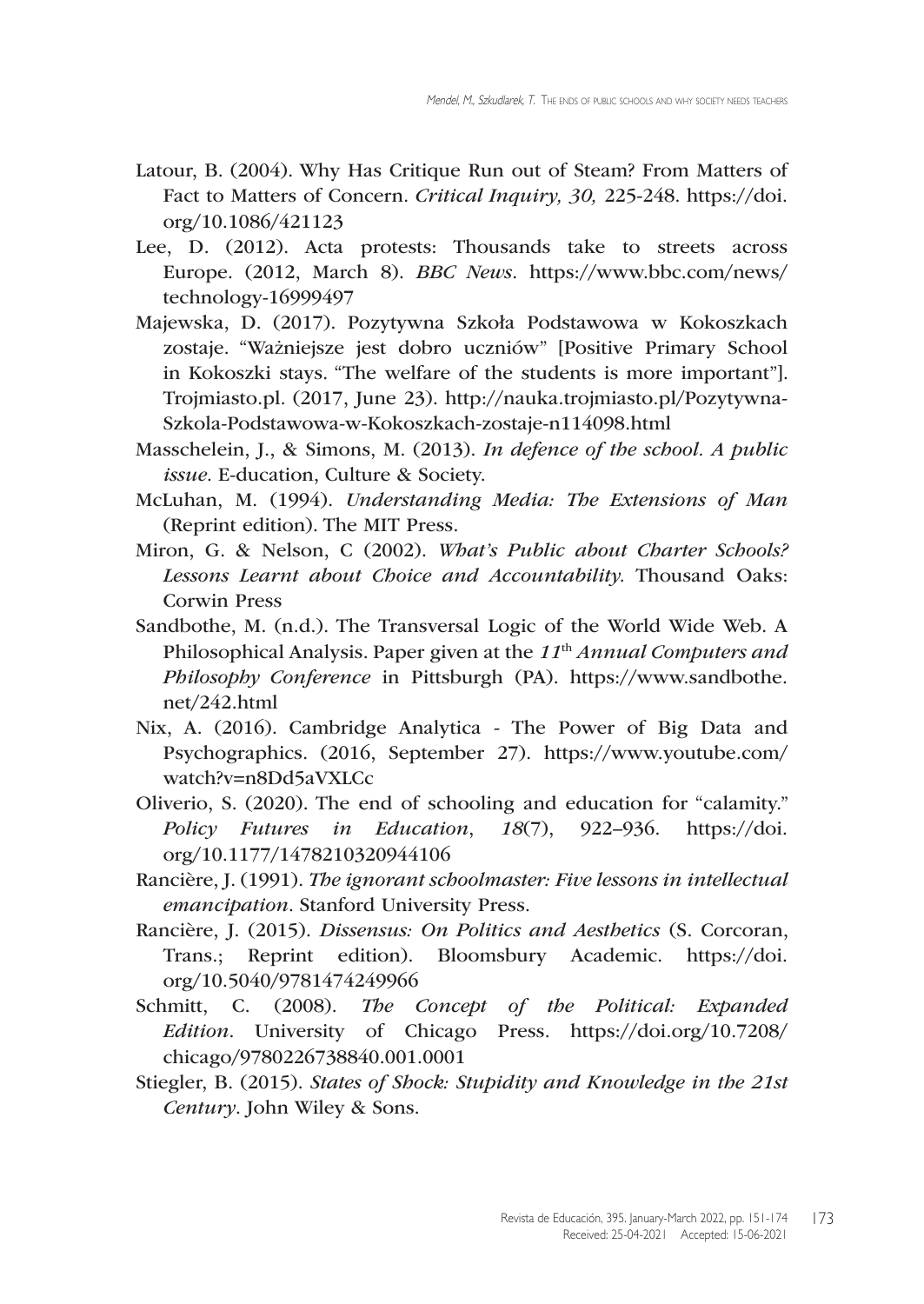Latour, B. (2004). Why Has Critique Run out of Steam? From Matters of Fact to Matters of Concern. *Critical Inquiry, 30,* 225-248. https://doi.org/10.1086/421123

Lee, D. (2012). Acta protests: Thousands take to streets across Europe. (2012, March 8). *BBC News*. https://www.bbc.com/news/technology-16999497

Majewska, D. (2017). Pozytywna Szkoła Podstawowa w Kokoszkach zostaje. "Ważniejsze jest dobro uczniów" [Positive Primary School in Kokoszki stays. "The welfare of the students is more important"]. Trojmiasto.pl. (2017, June 23). http://nauka.trojmiasto.pl/Pozytywna-Szkola-Podstawowa-w-Kokoszkach-zostaje-n114098.html

Masschelein, J., & Simons, M. (2013). *In defence of the school. A public issue*. E-ducation, Culture & Society.

McLuhan, M. (1994). *Understanding Media: The Extensions of Man* (Reprint edition). The MIT Press.

Miron, G. & Nelson, C (2002). *What's Public about Charter Schools? Lessons Learnt about Choice and Accountability.* Thousand Oaks: Corwin Press

Sandbothe, M. (n.d.). The Transversal Logic of the World Wide Web. A Philosophical Analysis. Paper given at the *11th Annual Computers and Philosophy Conference* in Pittsburgh (PA). https://www.sandbothe.net/242.html

Nix, A. (2016). Cambridge Analytica - The Power of Big Data and Psychographics. (2016, September 27). https://www.youtube.com/watch?v=n8Dd5aVXLCc

Oliverio, S. (2020). The end of schooling and education for "calamity." *Policy Futures in Education*, *18*(7), 922–936. https://doi.org/10.1177/1478210320944106

Rancière, J. (1991). *The ignorant schoolmaster: Five lessons in intellectual emancipation*. Stanford University Press.

Rancière, J. (2015). *Dissensus: On Politics and Aesthetics* (S. Corcoran, Trans.; Reprint edition). Bloomsbury Academic. https://doi.org/10.5040/9781474249966

Schmitt, C. (2008). *The Concept of the Political: Expanded Edition*. University of Chicago Press. https://doi.org/10.7208/chicago/9780226738840.001.0001

Stiegler, B. (2015). *States of Shock: Stupidity and Knowledge in the 21st Century*. John Wiley & Sons.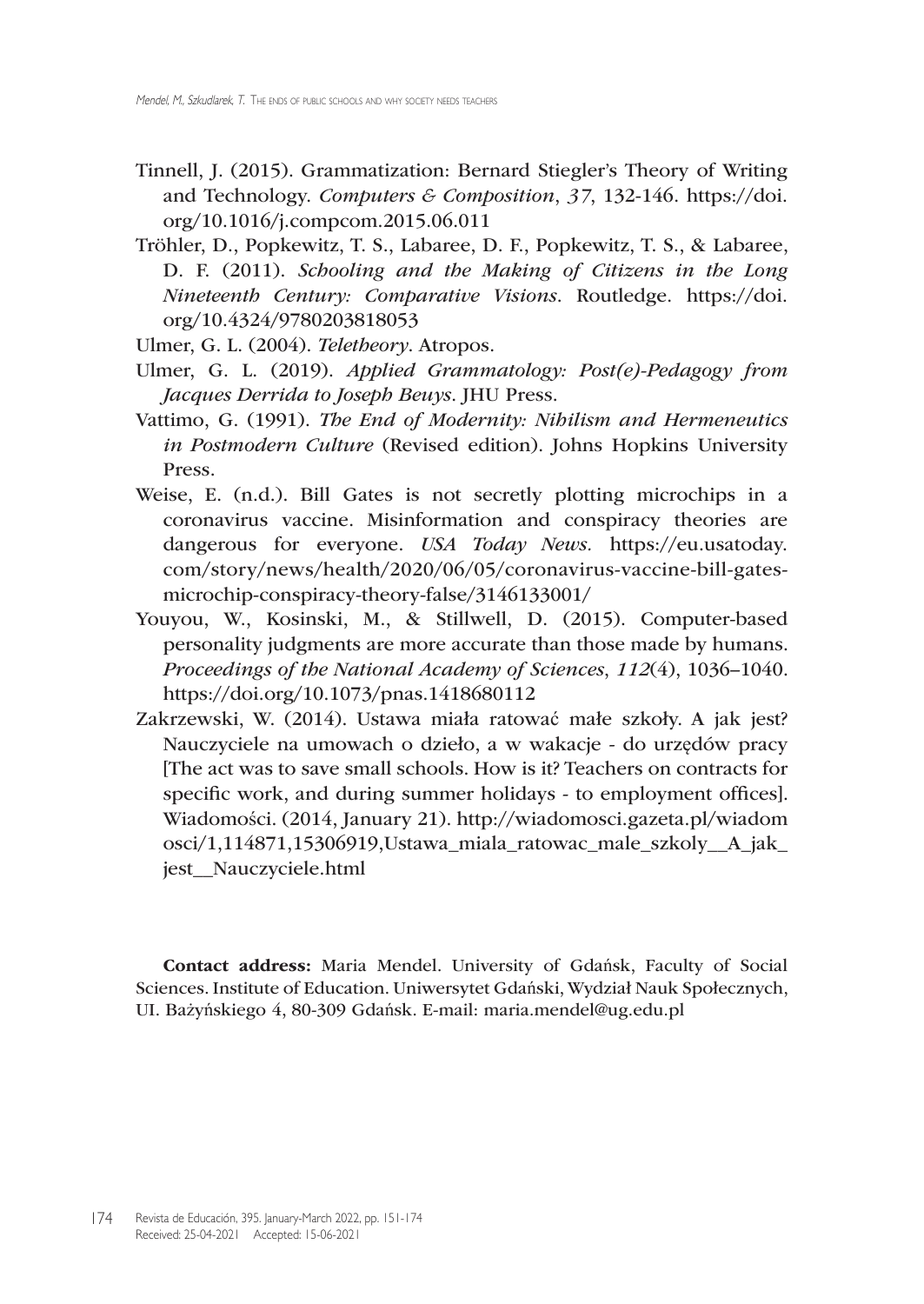Tinnell, J. (2015). Grammatization: Bernard Stiegler's Theory of Writing and Technology. *Computers & Composition*, *37*, 132-146. https://doi.org/10.1016/j.compcom.2015.06.011

Tröhler, D., Popkewitz, T. S., Labaree, D. F., Popkewitz, T. S., & Labaree, D. F. (2011). *Schooling and the Making of Citizens in the Long Nineteenth Century: Comparative Visions*. Routledge. https://doi.org/10.4324/9780203818053

Ulmer, G. L. (2004). *Teletheory*. Atropos.

Ulmer, G. L. (2019). *Applied Grammatology: Post(e)-Pedagogy from Jacques Derrida to Joseph Beuys*. JHU Press.

Vattimo, G. (1991). *The End of Modernity: Nihilism and Hermeneutics in Postmodern Culture* (Revised edition). Johns Hopkins University Press.

Weise, E. (n.d.). Bill Gates is not secretly plotting microchips in a coronavirus vaccine. Misinformation and conspiracy theories are dangerous for everyone. *USA Today News.* https://eu.usatoday.com/story/news/health/2020/06/05/coronavirus-vaccine-bill-gates-microchip-conspiracy-theory-false/3146133001/

Youyou, W., Kosinski, M., & Stillwell, D. (2015). Computer-based personality judgments are more accurate than those made by humans. *Proceedings of the National Academy of Sciences*, *112*(4), 1036–1040. https://doi.org/10.1073/pnas.1418680112

Zakrzewski, W. (2014). Ustawa miała ratować małe szkoły. A jak jest? Nauczyciele na umowach o dzieło, a w wakacje - do urzędów pracy [The act was to save small schools. How is it? Teachers on contracts for specific work, and during summer holidays - to employment offices]. Wiadomości. (2014, January 21). http://wiadomosci.gazeta.pl/wiadomosci/1,114871,15306919,Ustawa_miala_ratowac_male_szkoly__A_jak_jest__Nauczyciele.html

**Contact address:** Maria Mendel. University of Gdańsk, Faculty of Social Sciences. Institute of Education. Uniwersytet Gdański, Wydział Nauk Społecznych, Ul. Bażyńskiego 4, 80-309 Gdańsk. E-mail: maria.mendel@ug.edu.pl